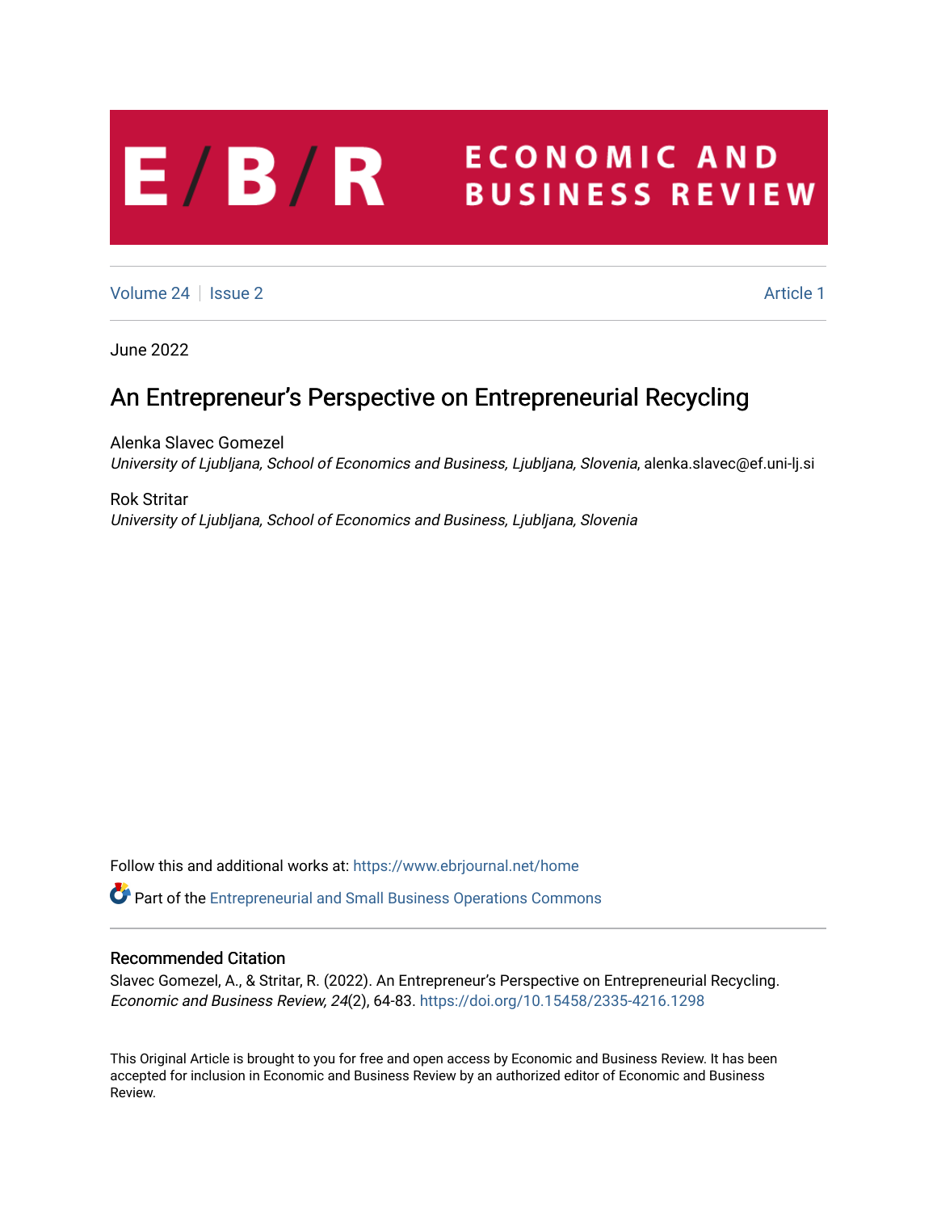# E/B/R ECONOMIC AND BUSINESS REVIEW

Volume 24 | Issue 2 | Article 1

June 2022

## An Entrepreneur’s Perspective on Entrepreneurial Recycling

Alenka Slavec Gomezel
*University of Ljubljana, School of Economics and Business, Ljubljana, Slovenia*, alenka.slavec@ef.uni-lj.si

Rok Stritar
*University of Ljubljana, School of Economics and Business, Ljubljana, Slovenia*

Follow this and additional works at: https://www.ebrjournal.net/home

Part of the Entrepreneurial and Small Business Operations Commons

### Recommended Citation

Slavec Gomezel, A., & Stritar, R. (2022). An Entrepreneur’s Perspective on Entrepreneurial Recycling. *Economic and Business Review, 24*(2), 64-83. https://doi.org/10.15458/2335-4216.1298

This Original Article is brought to you for free and open access by Economic and Business Review. It has been accepted for inclusion in Economic and Business Review by an authorized editor of Economic and Business Review.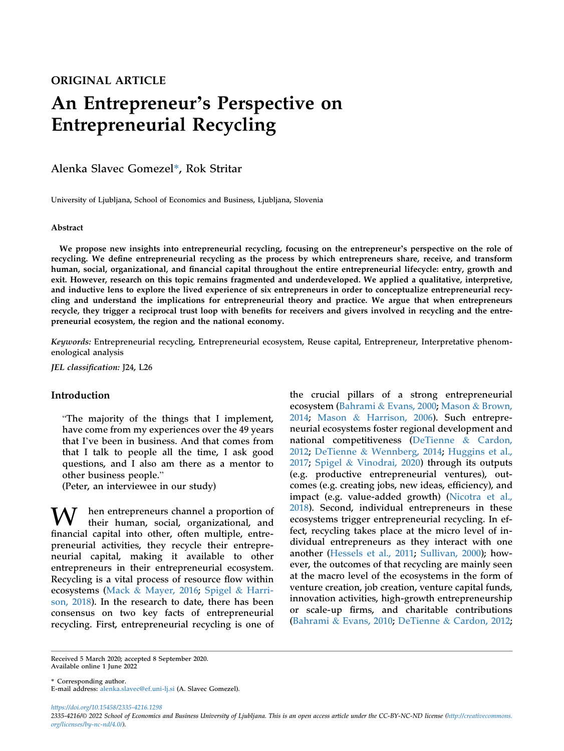ORIGINAL ARTICLE

# An Entrepreneur's Perspective on Entrepreneurial Recycling

Alenka Slavec Gomezel*, Rok Stritar

University of Ljubljana, School of Economics and Business, Ljubljana, Slovenia

### Abstract

**We propose new insights into entrepreneurial recycling, focusing on the entrepreneur's perspective on the role of recycling. We define entrepreneurial recycling as the process by which entrepreneurs share, receive, and transform human, social, organizational, and financial capital throughout the entire entrepreneurial lifecycle: entry, growth and exit. However, research on this topic remains fragmented and underdeveloped. We applied a qualitative, interpretive, and inductive lens to explore the lived experience of six entrepreneurs in order to conceptualize entrepreneurial recycling and understand the implications for entrepreneurial theory and practice. We argue that when entrepreneurs recycle, they trigger a reciprocal trust loop with benefits for receivers and givers involved in recycling and the entrepreneurial ecosystem, the region and the national economy.**

*Keywords:* Entrepreneurial recycling, Entrepreneurial ecosystem, Reuse capital, Entrepreneur, Interpretative phenomenological analysis

*JEL classification:* J24, L26

## Introduction

> "The majority of the things that I implement, have come from my experiences over the 49 years that I've been in business. And that comes from that I talk to people all the time, I ask good questions, and I also am there as a mentor to other business people."
> (Peter, an interviewee in our study)

When entrepreneurs channel a proportion of their human, social, organizational, and financial capital into other, often multiple, entrepreneurial activities, they recycle their entrepreneurial capital, making it available to other entrepreneurs in their entrepreneurial ecosystem. Recycling is a vital process of resource flow within ecosystems (Mack & Mayer, 2016; Spigel & Harrison, 2018). In the research to date, there has been consensus on two key facts of entrepreneurial recycling. First, entrepreneurial recycling is one of the crucial pillars of a strong entrepreneurial ecosystem (Bahrami & Evans, 2000; Mason & Brown, 2014; Mason & Harrison, 2006). Such entrepreneurial ecosystems foster regional development and national competitiveness (DeTienne & Cardon, 2012; DeTienne & Wennberg, 2014; Huggins et al., 2017; Spigel & Vinodrai, 2020) through its outputs (e.g. productive entrepreneurial ventures), outcomes (e.g. creating jobs, new ideas, efficiency), and impact (e.g. value-added growth) (Nicotra et al., 2018). Second, individual entrepreneurs in these ecosystems trigger entrepreneurial recycling. In effect, recycling takes place at the micro level of individual entrepreneurs as they interact with one another (Hessels et al., 2011; Sullivan, 2000); however, the outcomes of that recycling are mainly seen at the macro level of the ecosystems in the form of venture creation, job creation, venture capital funds, innovation activities, high-growth entrepreneurship or scale-up firms, and charitable contributions (Bahrami & Evans, 2010; DeTienne & Cardon, 2012;

Received 5 March 2020; accepted 8 September 2020.
Available online 1 June 2022

* Corresponding author.
E-mail address: alenka.slavec@ef.uni-lj.si (A. Slavec Gomezel).

https://doi.org/10.15458/2335-4216.1298
2335-4216/© 2022 School of Economics and Business University of Ljubljana. This is an open access article under the CC-BY-NC-ND license (http://creativecommons.org/licenses/by-nc-nd/4.0/).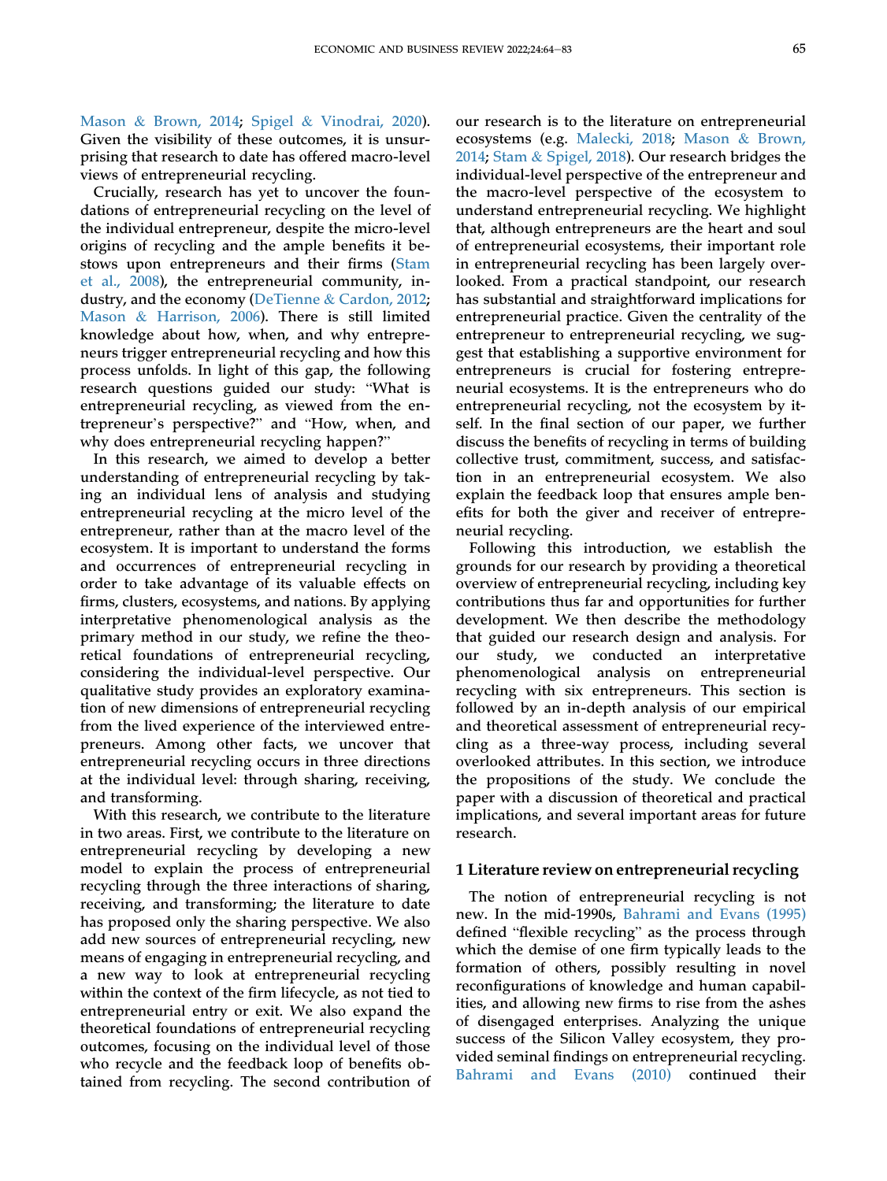Mason & Brown, 2014; Spigel & Vinodrai, 2020). Given the visibility of these outcomes, it is unsurprising that research to date has offered macro-level views of entrepreneurial recycling.

Crucially, research has yet to uncover the foundations of entrepreneurial recycling on the level of the individual entrepreneur, despite the micro-level origins of recycling and the ample benefits it bestows upon entrepreneurs and their firms (Stam et al., 2008), the entrepreneurial community, industry, and the economy (DeTienne & Cardon, 2012; Mason & Harrison, 2006). There is still limited knowledge about how, when, and why entrepreneurs trigger entrepreneurial recycling and how this process unfolds. In light of this gap, the following research questions guided our study: "What is entrepreneurial recycling, as viewed from the entrepreneur's perspective?" and "How, when, and why does entrepreneurial recycling happen?"

In this research, we aimed to develop a better understanding of entrepreneurial recycling by taking an individual lens of analysis and studying entrepreneurial recycling at the micro level of the entrepreneur, rather than at the macro level of the ecosystem. It is important to understand the forms and occurrences of entrepreneurial recycling in order to take advantage of its valuable effects on firms, clusters, ecosystems, and nations. By applying interpretative phenomenological analysis as the primary method in our study, we refine the theoretical foundations of entrepreneurial recycling, considering the individual-level perspective. Our qualitative study provides an exploratory examination of new dimensions of entrepreneurial recycling from the lived experience of the interviewed entrepreneurs. Among other facts, we uncover that entrepreneurial recycling occurs in three directions at the individual level: through sharing, receiving, and transforming.

With this research, we contribute to the literature in two areas. First, we contribute to the literature on entrepreneurial recycling by developing a new model to explain the process of entrepreneurial recycling through the three interactions of sharing, receiving, and transforming; the literature to date has proposed only the sharing perspective. We also add new sources of entrepreneurial recycling, new means of engaging in entrepreneurial recycling, and a new way to look at entrepreneurial recycling within the context of the firm lifecycle, as not tied to entrepreneurial entry or exit. We also expand the theoretical foundations of entrepreneurial recycling outcomes, focusing on the individual level of those who recycle and the feedback loop of benefits obtained from recycling. The second contribution of our research is to the literature on entrepreneurial ecosystems (e.g. Malecki, 2018; Mason & Brown, 2014; Stam & Spigel, 2018). Our research bridges the individual-level perspective of the entrepreneur and the macro-level perspective of the ecosystem to understand entrepreneurial recycling. We highlight that, although entrepreneurs are the heart and soul of entrepreneurial ecosystems, their important role in entrepreneurial recycling has been largely overlooked. From a practical standpoint, our research has substantial and straightforward implications for entrepreneurial practice. Given the centrality of the entrepreneur to entrepreneurial recycling, we suggest that establishing a supportive environment for entrepreneurs is crucial for fostering entrepreneurial ecosystems. It is the entrepreneurs who do entrepreneurial recycling, not the ecosystem by itself. In the final section of our paper, we further discuss the benefits of recycling in terms of building collective trust, commitment, success, and satisfaction in an entrepreneurial ecosystem. We also explain the feedback loop that ensures ample benefits for both the giver and receiver of entrepreneurial recycling.

Following this introduction, we establish the grounds for our research by providing a theoretical overview of entrepreneurial recycling, including key contributions thus far and opportunities for further development. We then describe the methodology that guided our research design and analysis. For our study, we conducted an interpretative phenomenological analysis on entrepreneurial recycling with six entrepreneurs. This section is followed by an in-depth analysis of our empirical and theoretical assessment of entrepreneurial recycling as a three-way process, including several overlooked attributes. In this section, we introduce the propositions of the study. We conclude the paper with a discussion of theoretical and practical implications, and several important areas for future research.

## 1 Literature review on entrepreneurial recycling

The notion of entrepreneurial recycling is not new. In the mid-1990s, Bahrami and Evans (1995) defined "flexible recycling" as the process through which the demise of one firm typically leads to the formation of others, possibly resulting in novel reconfigurations of knowledge and human capabilities, and allowing new firms to rise from the ashes of disengaged enterprises. Analyzing the unique success of the Silicon Valley ecosystem, they provided seminal findings on entrepreneurial recycling. Bahrami and Evans (2010) continued their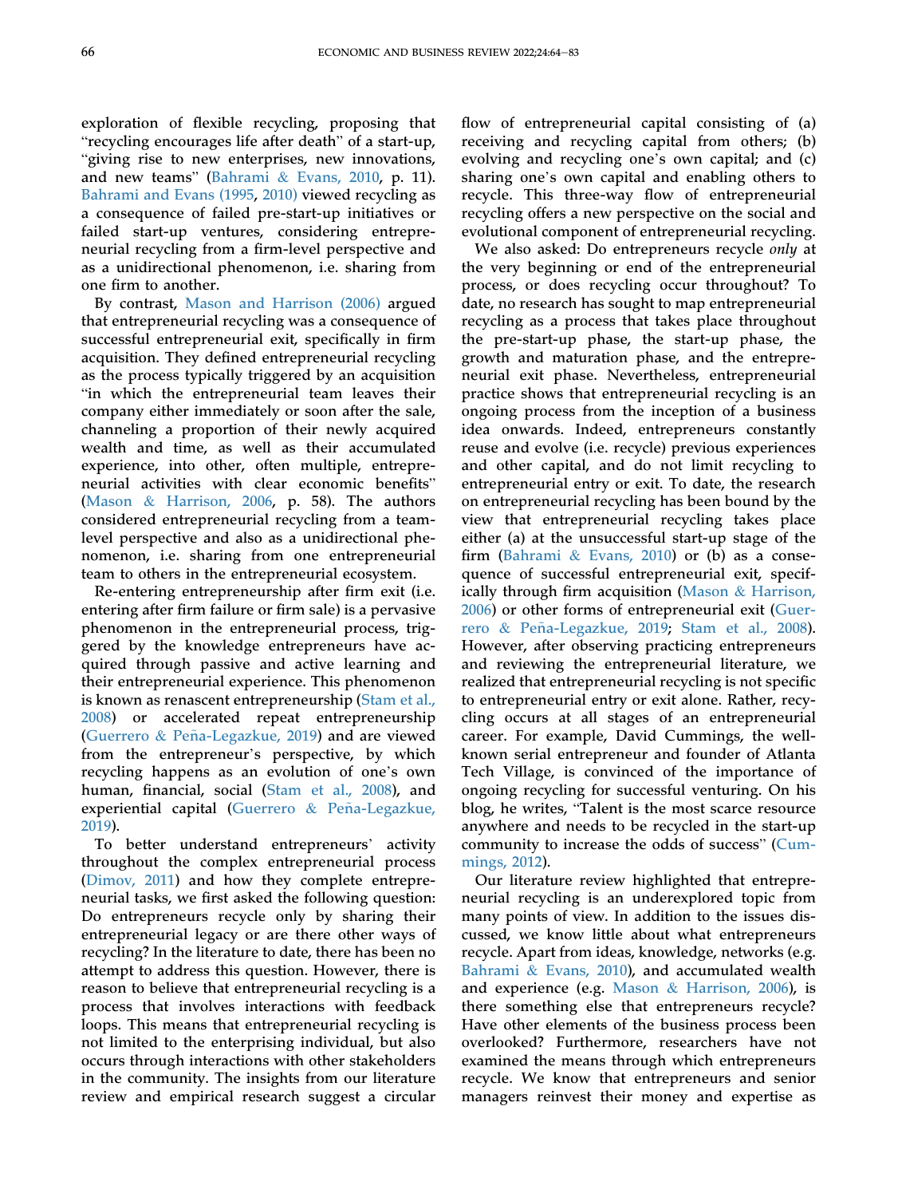exploration of flexible recycling, proposing that "recycling encourages life after death" of a start-up, "giving rise to new enterprises, new innovations, and new teams" (Bahrami & Evans, 2010, p. 11). Bahrami and Evans (1995, 2010) viewed recycling as a consequence of failed pre-start-up initiatives or failed start-up ventures, considering entrepreneurial recycling from a firm-level perspective and as a unidirectional phenomenon, i.e. sharing from one firm to another.

By contrast, Mason and Harrison (2006) argued that entrepreneurial recycling was a consequence of successful entrepreneurial exit, specifically in firm acquisition. They defined entrepreneurial recycling as the process typically triggered by an acquisition "in which the entrepreneurial team leaves their company either immediately or soon after the sale, channeling a proportion of their newly acquired wealth and time, as well as their accumulated experience, into other, often multiple, entrepreneurial activities with clear economic benefits" (Mason & Harrison, 2006, p. 58). The authors considered entrepreneurial recycling from a team-level perspective and also as a unidirectional phenomenon, i.e. sharing from one entrepreneurial team to others in the entrepreneurial ecosystem.

Re-entering entrepreneurship after firm exit (i.e. entering after firm failure or firm sale) is a pervasive phenomenon in the entrepreneurial process, triggered by the knowledge entrepreneurs have acquired through passive and active learning and their entrepreneurial experience. This phenomenon is known as renascent entrepreneurship (Stam et al., 2008) or accelerated repeat entrepreneurship (Guerrero & Peña-Legazkue, 2019) and are viewed from the entrepreneur's perspective, by which recycling happens as an evolution of one's own human, financial, social (Stam et al., 2008), and experiential capital (Guerrero & Peña-Legazkue, 2019).

To better understand entrepreneurs' activity throughout the complex entrepreneurial process (Dimov, 2011) and how they complete entrepreneurial tasks, we first asked the following question: Do entrepreneurs recycle only by sharing their entrepreneurial legacy or are there other ways of recycling? In the literature to date, there has been no attempt to address this question. However, there is reason to believe that entrepreneurial recycling is a process that involves interactions with feedback loops. This means that entrepreneurial recycling is not limited to the enterprising individual, but also occurs through interactions with other stakeholders in the community. The insights from our literature review and empirical research suggest a circular flow of entrepreneurial capital consisting of (a) receiving and recycling capital from others; (b) evolving and recycling one's own capital; and (c) sharing one's own capital and enabling others to recycle. This three-way flow of entrepreneurial recycling offers a new perspective on the social and evolutional component of entrepreneurial recycling.

We also asked: Do entrepreneurs recycle *only* at the very beginning or end of the entrepreneurial process, or does recycling occur throughout? To date, no research has sought to map entrepreneurial recycling as a process that takes place throughout the pre-start-up phase, the start-up phase, the growth and maturation phase, and the entrepreneurial exit phase. Nevertheless, entrepreneurial practice shows that entrepreneurial recycling is an ongoing process from the inception of a business idea onwards. Indeed, entrepreneurs constantly reuse and evolve (i.e. recycle) previous experiences and other capital, and do not limit recycling to entrepreneurial entry or exit. To date, the research on entrepreneurial recycling has been bound by the view that entrepreneurial recycling takes place either (a) at the unsuccessful start-up stage of the firm (Bahrami & Evans, 2010) or (b) as a consequence of successful entrepreneurial exit, specifically through firm acquisition (Mason & Harrison, 2006) or other forms of entrepreneurial exit (Guerrero & Peña-Legazkue, 2019; Stam et al., 2008). However, after observing practicing entrepreneurs and reviewing the entrepreneurial literature, we realized that entrepreneurial recycling is not specific to entrepreneurial entry or exit alone. Rather, recycling occurs at all stages of an entrepreneurial career. For example, David Cummings, the well-known serial entrepreneur and founder of Atlanta Tech Village, is convinced of the importance of ongoing recycling for successful venturing. On his blog, he writes, "Talent is the most scarce resource anywhere and needs to be recycled in the start-up community to increase the odds of success" (Cummings, 2012).

Our literature review highlighted that entrepreneurial recycling is an underexplored topic from many points of view. In addition to the issues discussed, we know little about what entrepreneurs recycle. Apart from ideas, knowledge, networks (e.g. Bahrami & Evans, 2010), and accumulated wealth and experience (e.g. Mason & Harrison, 2006), is there something else that entrepreneurs recycle? Have other elements of the business process been overlooked? Furthermore, researchers have not examined the means through which entrepreneurs recycle. We know that entrepreneurs and senior managers reinvest their money and expertise as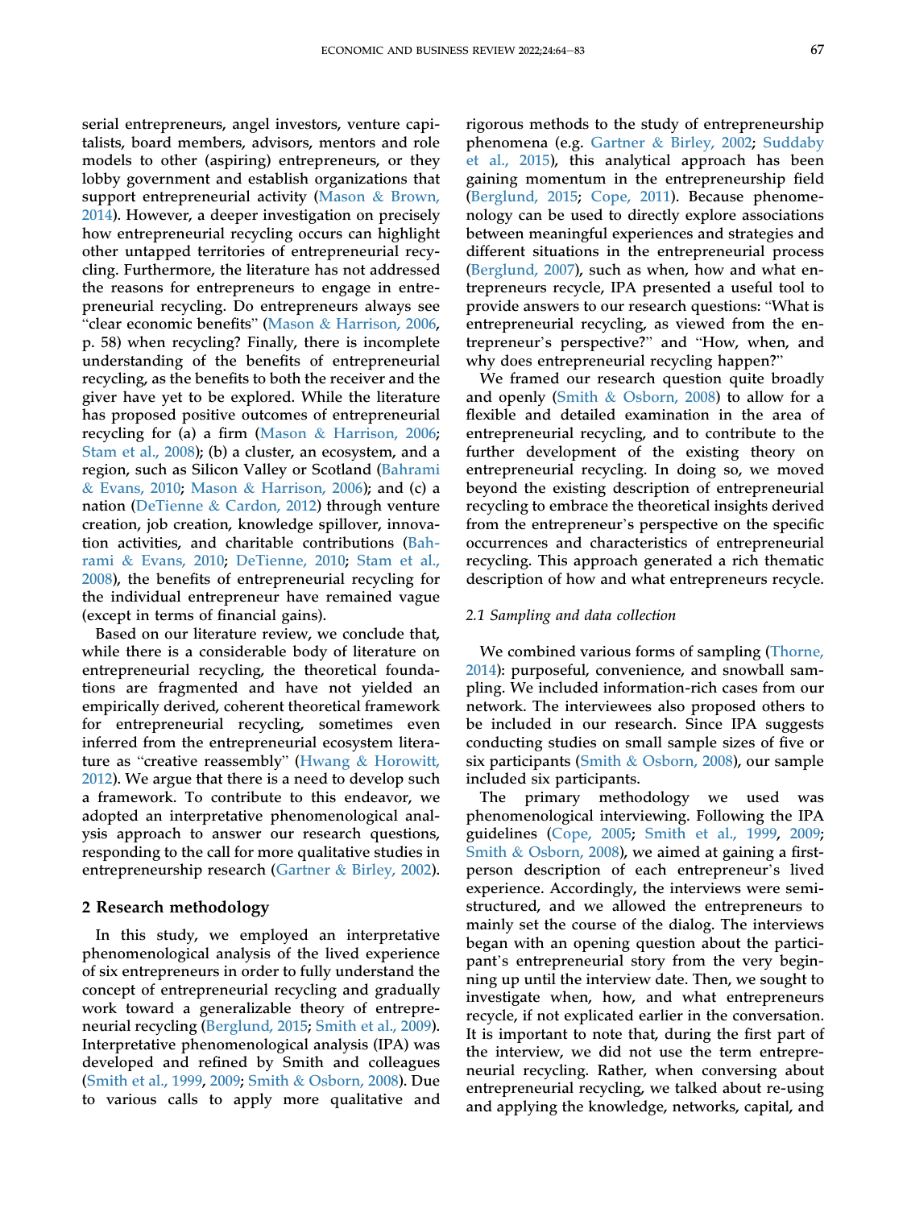serial entrepreneurs, angel investors, venture capitalists, board members, advisors, mentors and role models to other (aspiring) entrepreneurs, or they lobby government and establish organizations that support entrepreneurial activity (Mason & Brown, 2014). However, a deeper investigation on precisely how entrepreneurial recycling occurs can highlight other untapped territories of entrepreneurial recycling. Furthermore, the literature has not addressed the reasons for entrepreneurs to engage in entrepreneurial recycling. Do entrepreneurs always see "clear economic benefits" (Mason & Harrison, 2006, p. 58) when recycling? Finally, there is incomplete understanding of the benefits of entrepreneurial recycling, as the benefits to both the receiver and the giver have yet to be explored. While the literature has proposed positive outcomes of entrepreneurial recycling for (a) a firm (Mason & Harrison, 2006; Stam et al., 2008); (b) a cluster, an ecosystem, and a region, such as Silicon Valley or Scotland (Bahrami & Evans, 2010; Mason & Harrison, 2006); and (c) a nation (DeTienne & Cardon, 2012) through venture creation, job creation, knowledge spillover, innovation activities, and charitable contributions (Bahrami & Evans, 2010; DeTienne, 2010; Stam et al., 2008), the benefits of entrepreneurial recycling for the individual entrepreneur have remained vague (except in terms of financial gains).

Based on our literature review, we conclude that, while there is a considerable body of literature on entrepreneurial recycling, the theoretical foundations are fragmented and have not yielded an empirically derived, coherent theoretical framework for entrepreneurial recycling, sometimes even inferred from the entrepreneurial ecosystem literature as "creative reassembly" (Hwang & Horowitt, 2012). We argue that there is a need to develop such a framework. To contribute to this endeavor, we adopted an interpretative phenomenological analysis approach to answer our research questions, responding to the call for more qualitative studies in entrepreneurship research (Gartner & Birley, 2002).

## 2 Research methodology

In this study, we employed an interpretative phenomenological analysis of the lived experience of six entrepreneurs in order to fully understand the concept of entrepreneurial recycling and gradually work toward a generalizable theory of entrepreneurial recycling (Berglund, 2015; Smith et al., 2009). Interpretative phenomenological analysis (IPA) was developed and refined by Smith and colleagues (Smith et al., 1999, 2009; Smith & Osborn, 2008). Due to various calls to apply more qualitative and rigorous methods to the study of entrepreneurship phenomena (e.g. Gartner & Birley, 2002; Suddaby et al., 2015), this analytical approach has been gaining momentum in the entrepreneurship field (Berglund, 2015; Cope, 2011). Because phenomenology can be used to directly explore associations between meaningful experiences and strategies and different situations in the entrepreneurial process (Berglund, 2007), such as when, how and what entrepreneurs recycle, IPA presented a useful tool to provide answers to our research questions: "What is entrepreneurial recycling, as viewed from the entrepreneur's perspective?" and "How, when, and why does entrepreneurial recycling happen?"

We framed our research question quite broadly and openly (Smith & Osborn, 2008) to allow for a flexible and detailed examination in the area of entrepreneurial recycling, and to contribute to the further development of the existing theory on entrepreneurial recycling. In doing so, we moved beyond the existing description of entrepreneurial recycling to embrace the theoretical insights derived from the entrepreneur's perspective on the specific occurrences and characteristics of entrepreneurial recycling. This approach generated a rich thematic description of how and what entrepreneurs recycle.

### *2.1 Sampling and data collection*

We combined various forms of sampling (Thorne, 2014): purposeful, convenience, and snowball sampling. We included information-rich cases from our network. The interviewees also proposed others to be included in our research. Since IPA suggests conducting studies on small sample sizes of five or six participants (Smith & Osborn, 2008), our sample included six participants.

The primary methodology we used was phenomenological interviewing. Following the IPA guidelines (Cope, 2005; Smith et al., 1999, 2009; Smith & Osborn, 2008), we aimed at gaining a first-person description of each entrepreneur's lived experience. Accordingly, the interviews were semi-structured, and we allowed the entrepreneurs to mainly set the course of the dialog. The interviews began with an opening question about the participant's entrepreneurial story from the very beginning up until the interview date. Then, we sought to investigate when, how, and what entrepreneurs recycle, if not explicated earlier in the conversation. It is important to note that, during the first part of the interview, we did not use the term entrepreneurial recycling. Rather, when conversing about entrepreneurial recycling, we talked about re-using and applying the knowledge, networks, capital, and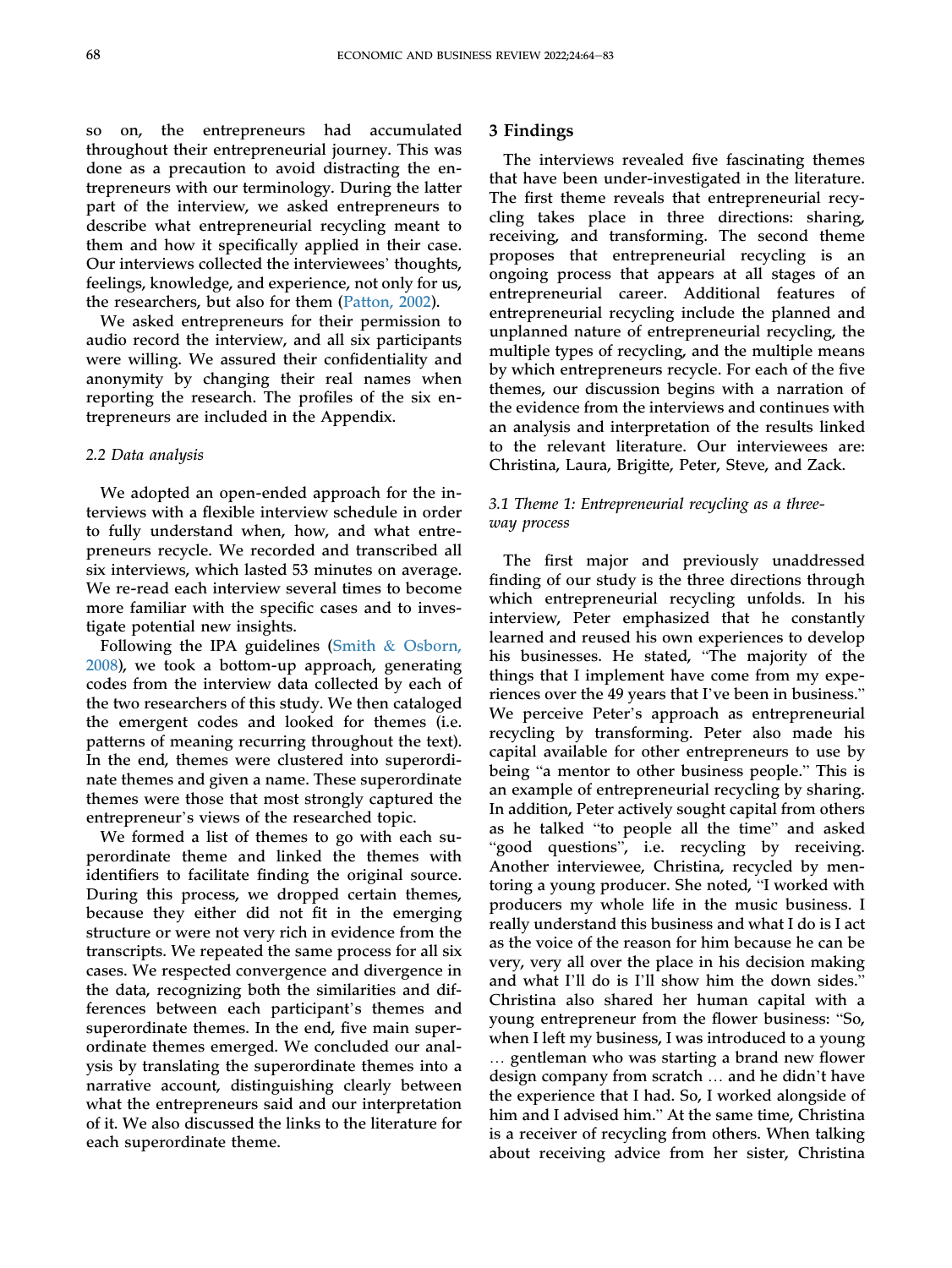so on, the entrepreneurs had accumulated throughout their entrepreneurial journey. This was done as a precaution to avoid distracting the entrepreneurs with our terminology. During the latter part of the interview, we asked entrepreneurs to describe what entrepreneurial recycling meant to them and how it specifically applied in their case. Our interviews collected the interviewees' thoughts, feelings, knowledge, and experience, not only for us, the researchers, but also for them (Patton, 2002).

We asked entrepreneurs for their permission to audio record the interview, and all six participants were willing. We assured their confidentiality and anonymity by changing their real names when reporting the research. The profiles of the six entrepreneurs are included in the Appendix.

### 2.2 Data analysis

We adopted an open-ended approach for the interviews with a flexible interview schedule in order to fully understand when, how, and what entrepreneurs recycle. We recorded and transcribed all six interviews, which lasted 53 minutes on average. We re-read each interview several times to become more familiar with the specific cases and to investigate potential new insights.

Following the IPA guidelines (Smith & Osborn, 2008), we took a bottom-up approach, generating codes from the interview data collected by each of the two researchers of this study. We then cataloged the emergent codes and looked for themes (i.e. patterns of meaning recurring throughout the text). In the end, themes were clustered into superordinate themes and given a name. These superordinate themes were those that most strongly captured the entrepreneur's views of the researched topic.

We formed a list of themes to go with each superordinate theme and linked the themes with identifiers to facilitate finding the original source. During this process, we dropped certain themes, because they either did not fit in the emerging structure or were not very rich in evidence from the transcripts. We repeated the same process for all six cases. We respected convergence and divergence in the data, recognizing both the similarities and differences between each participant's themes and superordinate themes. In the end, five main superordinate themes emerged. We concluded our analysis by translating the superordinate themes into a narrative account, distinguishing clearly between what the entrepreneurs said and our interpretation of it. We also discussed the links to the literature for each superordinate theme.

## 3 Findings

The interviews revealed five fascinating themes that have been under-investigated in the literature. The first theme reveals that entrepreneurial recycling takes place in three directions: sharing, receiving, and transforming. The second theme proposes that entrepreneurial recycling is an ongoing process that appears at all stages of an entrepreneurial career. Additional features of entrepreneurial recycling include the planned and unplanned nature of entrepreneurial recycling, the multiple types of recycling, and the multiple means by which entrepreneurs recycle. For each of the five themes, our discussion begins with a narration of the evidence from the interviews and continues with an analysis and interpretation of the results linked to the relevant literature. Our interviewees are: Christina, Laura, Brigitte, Peter, Steve, and Zack.

### 3.1 Theme 1: Entrepreneurial recycling as a three-way process

The first major and previously unaddressed finding of our study is the three directions through which entrepreneurial recycling unfolds. In his interview, Peter emphasized that he constantly learned and reused his own experiences to develop his businesses. He stated, "The majority of the things that I implement have come from my experiences over the 49 years that I've been in business." We perceive Peter's approach as entrepreneurial recycling by transforming. Peter also made his capital available for other entrepreneurs to use by being "a mentor to other business people." This is an example of entrepreneurial recycling by sharing. In addition, Peter actively sought capital from others as he talked "to people all the time" and asked "good questions", i.e. recycling by receiving. Another interviewee, Christina, recycled by mentoring a young producer. She noted, "I worked with producers my whole life in the music business. I really understand this business and what I do is I act as the voice of the reason for him because he can be very, very all over the place in his decision making and what I'll do is I'll show him the down sides." Christina also shared her human capital with a young entrepreneur from the flower business: "So, when I left my business, I was introduced to a young … gentleman who was starting a brand new flower design company from scratch … and he didn't have the experience that I had. So, I worked alongside of him and I advised him." At the same time, Christina is a receiver of recycling from others. When talking about receiving advice from her sister, Christina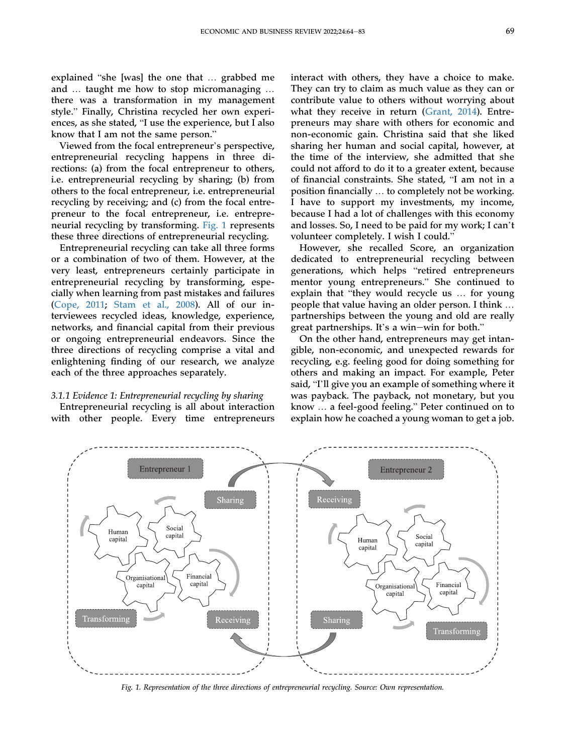explained "she [was] the one that … grabbed me and … taught me how to stop micromanaging … there was a transformation in my management style." Finally, Christina recycled her own experiences, as she stated, "I use the experience, but I also know that I am not the same person."

Viewed from the focal entrepreneur's perspective, entrepreneurial recycling happens in three directions: (a) from the focal entrepreneur to others, i.e. entrepreneurial recycling by sharing; (b) from others to the focal entrepreneur, i.e. entrepreneurial recycling by receiving; and (c) from the focal entrepreneur to the focal entrepreneur, i.e. entrepreneurial recycling by transforming. Fig. 1 represents these three directions of entrepreneurial recycling.

Entrepreneurial recycling can take all three forms or a combination of two of them. However, at the very least, entrepreneurs certainly participate in entrepreneurial recycling by transforming, especially when learning from past mistakes and failures (Cope, 2011; Stam et al., 2008). All of our interviewees recycled ideas, knowledge, experience, networks, and financial capital from their previous or ongoing entrepreneurial endeavors. Since the three directions of recycling comprise a vital and enlightening finding of our research, we analyze each of the three approaches separately.

*3.1.1 Evidence 1: Entrepreneurial recycling by sharing*

Entrepreneurial recycling is all about interaction with other people. Every time entrepreneurs interact with others, they have a choice to make. They can try to claim as much value as they can or contribute value to others without worrying about what they receive in return (Grant, 2014). Entrepreneurs may share with others for economic and non-economic gain. Christina said that she liked sharing her human and social capital, however, at the time of the interview, she admitted that she could not afford to do it to a greater extent, because of financial constraints. She stated, "I am not in a position financially … to completely not be working. I have to support my investments, my income, because I had a lot of challenges with this economy and losses. So, I need to be paid for my work; I can't volunteer completely. I wish I could."

However, she recalled Score, an organization dedicated to entrepreneurial recycling between generations, which helps "retired entrepreneurs mentor young entrepreneurs." She continued to explain that "they would recycle us … for young people that value having an older person. I think … partnerships between the young and old are really great partnerships. It's a win–win for both."

On the other hand, entrepreneurs may get intangible, non-economic, and unexpected rewards for recycling, e.g. feeling good for doing something for others and making an impact. For example, Peter said, "I'll give you an example of something where it was payback. The payback, not monetary, but you know … a feel-good feeling." Peter continued on to explain how he coached a young woman to get a job.

*Fig. 1. Representation of the three directions of entrepreneurial recycling. Source: Own representation.*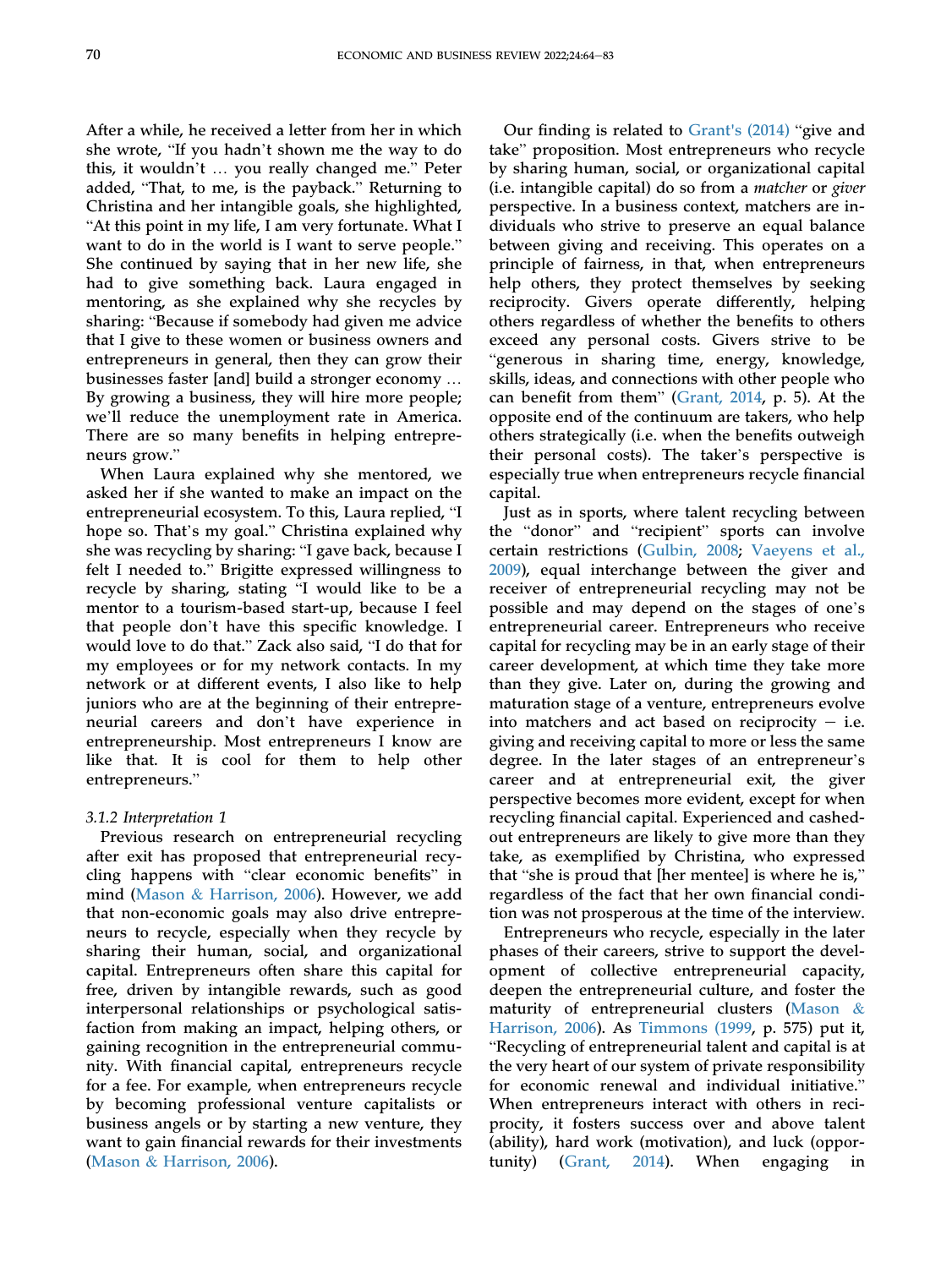After a while, he received a letter from her in which she wrote, "If you hadn't shown me the way to do this, it wouldn't … you really changed me." Peter added, "That, to me, is the payback." Returning to Christina and her intangible goals, she highlighted, "At this point in my life, I am very fortunate. What I want to do in the world is I want to serve people." She continued by saying that in her new life, she had to give something back. Laura engaged in mentoring, as she explained why she recycles by sharing: "Because if somebody had given me advice that I give to these women or business owners and entrepreneurs in general, then they can grow their businesses faster [and] build a stronger economy … By growing a business, they will hire more people; we'll reduce the unemployment rate in America. There are so many benefits in helping entrepreneurs grow."

When Laura explained why she mentored, we asked her if she wanted to make an impact on the entrepreneurial ecosystem. To this, Laura replied, "I hope so. That's my goal." Christina explained why she was recycling by sharing: "I gave back, because I felt I needed to." Brigitte expressed willingness to recycle by sharing, stating "I would like to be a mentor to a tourism-based start-up, because I feel that people don't have this specific knowledge. I would love to do that." Zack also said, "I do that for my employees or for my network contacts. In my network or at different events, I also like to help juniors who are at the beginning of their entrepreneurial careers and don't have experience in entrepreneurship. Most entrepreneurs I know are like that. It is cool for them to help other entrepreneurs."

### 3.1.2 Interpretation 1

Previous research on entrepreneurial recycling after exit has proposed that entrepreneurial recycling happens with "clear economic benefits" in mind (Mason & Harrison, 2006). However, we add that non-economic goals may also drive entrepreneurs to recycle, especially when they recycle by sharing their human, social, and organizational capital. Entrepreneurs often share this capital for free, driven by intangible rewards, such as good interpersonal relationships or psychological satisfaction from making an impact, helping others, or gaining recognition in the entrepreneurial community. With financial capital, entrepreneurs recycle for a fee. For example, when entrepreneurs recycle by becoming professional venture capitalists or business angels or by starting a new venture, they want to gain financial rewards for their investments (Mason & Harrison, 2006).

Our finding is related to Grant's (2014) "give and take" proposition. Most entrepreneurs who recycle by sharing human, social, or organizational capital (i.e. intangible capital) do so from a *matcher* or *giver* perspective. In a business context, matchers are individuals who strive to preserve an equal balance between giving and receiving. This operates on a principle of fairness, in that, when entrepreneurs help others, they protect themselves by seeking reciprocity. Givers operate differently, helping others regardless of whether the benefits to others exceed any personal costs. Givers strive to be "generous in sharing time, energy, knowledge, skills, ideas, and connections with other people who can benefit from them" (Grant, 2014, p. 5). At the opposite end of the continuum are takers, who help others strategically (i.e. when the benefits outweigh their personal costs). The taker's perspective is especially true when entrepreneurs recycle financial capital.

Just as in sports, where talent recycling between the "donor" and "recipient" sports can involve certain restrictions (Gulbin, 2008; Vaeyens et al., 2009), equal interchange between the giver and receiver of entrepreneurial recycling may not be possible and may depend on the stages of one's entrepreneurial career. Entrepreneurs who receive capital for recycling may be in an early stage of their career development, at which time they take more than they give. Later on, during the growing and maturation stage of a venture, entrepreneurs evolve into matchers and act based on reciprocity − i.e. giving and receiving capital to more or less the same degree. In the later stages of an entrepreneur's career and at entrepreneurial exit, the giver perspective becomes more evident, except for when recycling financial capital. Experienced and cashed-out entrepreneurs are likely to give more than they take, as exemplified by Christina, who expressed that "she is proud that [her mentee] is where he is," regardless of the fact that her own financial condition was not prosperous at the time of the interview.

Entrepreneurs who recycle, especially in the later phases of their careers, strive to support the development of collective entrepreneurial capacity, deepen the entrepreneurial culture, and foster the maturity of entrepreneurial clusters (Mason & Harrison, 2006). As Timmons (1999, p. 575) put it, "Recycling of entrepreneurial talent and capital is at the very heart of our system of private responsibility for economic renewal and individual initiative." When entrepreneurs interact with others in reciprocity, it fosters success over and above talent (ability), hard work (motivation), and luck (opportunity) (Grant, 2014). When engaging in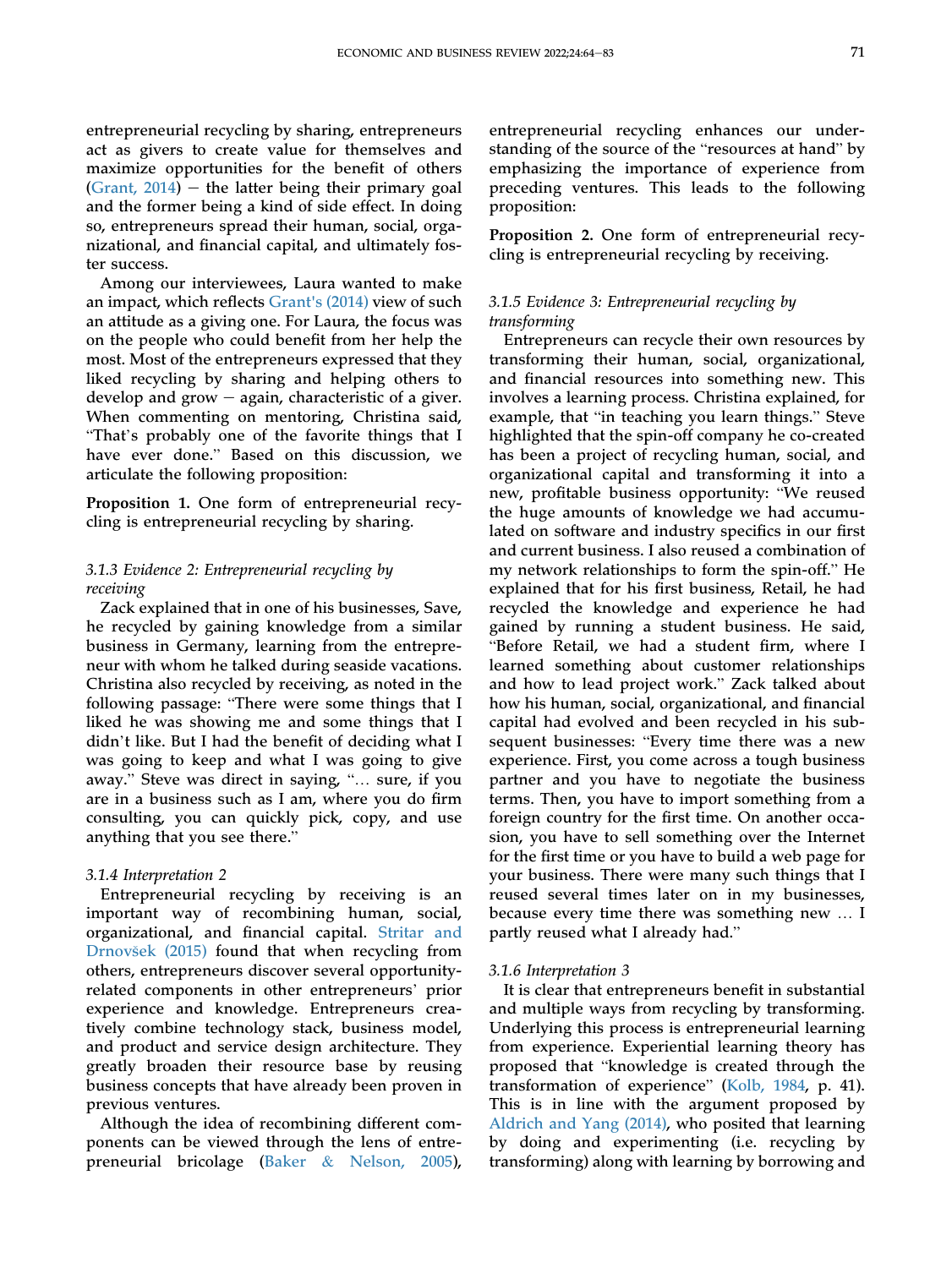entrepreneurial recycling by sharing, entrepreneurs act as givers to create value for themselves and maximize opportunities for the benefit of others (Grant, 2014) – the latter being their primary goal and the former being a kind of side effect. In doing so, entrepreneurs spread their human, social, organizational, and financial capital, and ultimately foster success.

Among our interviewees, Laura wanted to make an impact, which reflects Grant's (2014) view of such an attitude as a giving one. For Laura, the focus was on the people who could benefit from her help the most. Most of the entrepreneurs expressed that they liked recycling by sharing and helping others to develop and grow – again, characteristic of a giver. When commenting on mentoring, Christina said, "That's probably one of the favorite things that I have ever done." Based on this discussion, we articulate the following proposition:

**Proposition 1.** One form of entrepreneurial recycling is entrepreneurial recycling by sharing.

### 3.1.3 Evidence 2: Entrepreneurial recycling by receiving

Zack explained that in one of his businesses, Save, he recycled by gaining knowledge from a similar business in Germany, learning from the entrepreneur with whom he talked during seaside vacations. Christina also recycled by receiving, as noted in the following passage: "There were some things that I liked he was showing me and some things that I didn't like. But I had the benefit of deciding what I was going to keep and what I was going to give away." Steve was direct in saying, "… sure, if you are in a business such as I am, where you do firm consulting, you can quickly pick, copy, and use anything that you see there."

### 3.1.4 Interpretation 2

Entrepreneurial recycling by receiving is an important way of recombining human, social, organizational, and financial capital. Stritar and Drnovšek (2015) found that when recycling from others, entrepreneurs discover several opportunity-related components in other entrepreneurs' prior experience and knowledge. Entrepreneurs creatively combine technology stack, business model, and product and service design architecture. They greatly broaden their resource base by reusing business concepts that have already been proven in previous ventures.

Although the idea of recombining different components can be viewed through the lens of entrepreneurial bricolage (Baker & Nelson, 2005), entrepreneurial recycling enhances our understanding of the source of the "resources at hand" by emphasizing the importance of experience from preceding ventures. This leads to the following proposition:

**Proposition 2.** One form of entrepreneurial recycling is entrepreneurial recycling by receiving.

### 3.1.5 Evidence 3: Entrepreneurial recycling by transforming

Entrepreneurs can recycle their own resources by transforming their human, social, organizational, and financial resources into something new. This involves a learning process. Christina explained, for example, that "in teaching you learn things." Steve highlighted that the spin-off company he co-created has been a project of recycling human, social, and organizational capital and transforming it into a new, profitable business opportunity: "We reused the huge amounts of knowledge we had accumulated on software and industry specifics in our first and current business. I also reused a combination of my network relationships to form the spin-off." He explained that for his first business, Retail, he had recycled the knowledge and experience he had gained by running a student business. He said, "Before Retail, we had a student firm, where I learned something about customer relationships and how to lead project work." Zack talked about how his human, social, organizational, and financial capital had evolved and been recycled in his subsequent businesses: "Every time there was a new experience. First, you come across a tough business partner and you have to negotiate the business terms. Then, you have to import something from a foreign country for the first time. On another occasion, you have to sell something over the Internet for the first time or you have to build a web page for your business. There were many such things that I reused several times later on in my businesses, because every time there was something new … I partly reused what I already had."

### 3.1.6 Interpretation 3

It is clear that entrepreneurs benefit in substantial and multiple ways from recycling by transforming. Underlying this process is entrepreneurial learning from experience. Experiential learning theory has proposed that "knowledge is created through the transformation of experience" (Kolb, 1984, p. 41). This is in line with the argument proposed by Aldrich and Yang (2014), who posited that learning by doing and experimenting (i.e. recycling by transforming) along with learning by borrowing and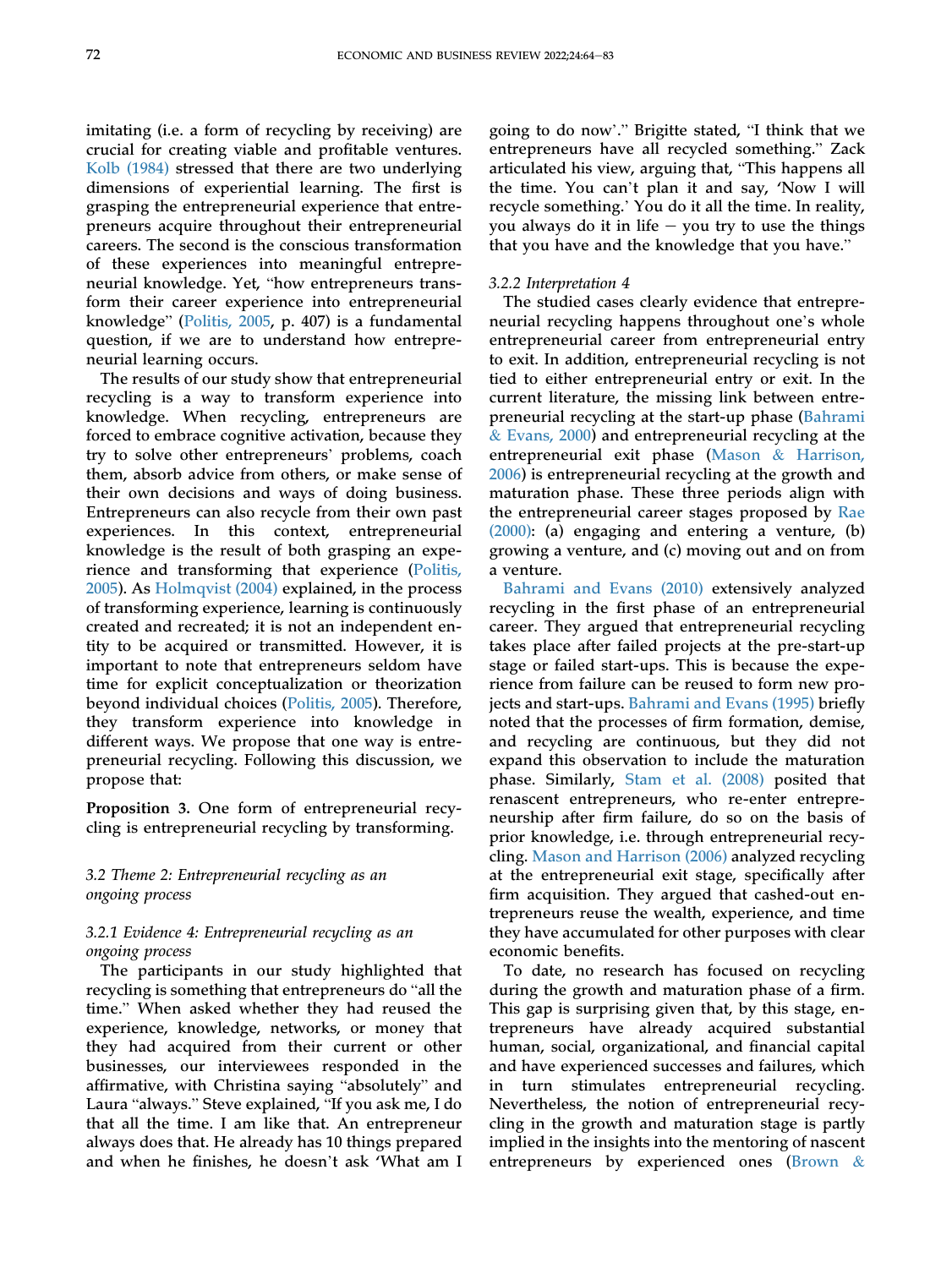imitating (i.e. a form of recycling by receiving) are crucial for creating viable and profitable ventures. Kolb (1984) stressed that there are two underlying dimensions of experiential learning. The first is grasping the entrepreneurial experience that entrepreneurs acquire throughout their entrepreneurial careers. The second is the conscious transformation of these experiences into meaningful entrepreneurial knowledge. Yet, "how entrepreneurs transform their career experience into entrepreneurial knowledge" (Politis, 2005, p. 407) is a fundamental question, if we are to understand how entrepreneurial learning occurs.

The results of our study show that entrepreneurial recycling is a way to transform experience into knowledge. When recycling, entrepreneurs are forced to embrace cognitive activation, because they try to solve other entrepreneurs' problems, coach them, absorb advice from others, or make sense of their own decisions and ways of doing business. Entrepreneurs can also recycle from their own past experiences. In this context, entrepreneurial knowledge is the result of both grasping an experience and transforming that experience (Politis, 2005). As Holmqvist (2004) explained, in the process of transforming experience, learning is continuously created and recreated; it is not an independent entity to be acquired or transmitted. However, it is important to note that entrepreneurs seldom have time for explicit conceptualization or theorization beyond individual choices (Politis, 2005). Therefore, they transform experience into knowledge in different ways. We propose that one way is entrepreneurial recycling. Following this discussion, we propose that:

**Proposition 3.** One form of entrepreneurial recycling is entrepreneurial recycling by transforming.

### *3.2 Theme 2: Entrepreneurial recycling as an ongoing process*

#### *3.2.1 Evidence 4: Entrepreneurial recycling as an ongoing process*

The participants in our study highlighted that recycling is something that entrepreneurs do "all the time." When asked whether they had reused the experience, knowledge, networks, or money that they had acquired from their current or other businesses, our interviewees responded in the affirmative, with Christina saying "absolutely" and Laura "always." Steve explained, "If you ask me, I do that all the time. I am like that. An entrepreneur always does that. He already has 10 things prepared and when he finishes, he doesn't ask 'What am I going to do now'." Brigitte stated, "I think that we entrepreneurs have all recycled something." Zack articulated his view, arguing that, "This happens all the time. You can't plan it and say, 'Now I will recycle something.' You do it all the time. In reality, you always do it in life – you try to use the things that you have and the knowledge that you have."

#### *3.2.2 Interpretation 4*

The studied cases clearly evidence that entrepreneurial recycling happens throughout one's whole entrepreneurial career from entrepreneurial entry to exit. In addition, entrepreneurial recycling is not tied to either entrepreneurial entry or exit. In the current literature, the missing link between entrepreneurial recycling at the start-up phase (Bahrami & Evans, 2000) and entrepreneurial recycling at the entrepreneurial exit phase (Mason & Harrison, 2006) is entrepreneurial recycling at the growth and maturation phase. These three periods align with the entrepreneurial career stages proposed by Rae (2000): (a) engaging and entering a venture, (b) growing a venture, and (c) moving out and on from a venture.

Bahrami and Evans (2010) extensively analyzed recycling in the first phase of an entrepreneurial career. They argued that entrepreneurial recycling takes place after failed projects at the pre-start-up stage or failed start-ups. This is because the experience from failure can be reused to form new projects and start-ups. Bahrami and Evans (1995) briefly noted that the processes of firm formation, demise, and recycling are continuous, but they did not expand this observation to include the maturation phase. Similarly, Stam et al. (2008) posited that renascent entrepreneurs, who re-enter entrepreneurship after firm failure, do so on the basis of prior knowledge, i.e. through entrepreneurial recycling. Mason and Harrison (2006) analyzed recycling at the entrepreneurial exit stage, specifically after firm acquisition. They argued that cashed-out entrepreneurs reuse the wealth, experience, and time they have accumulated for other purposes with clear economic benefits.

To date, no research has focused on recycling during the growth and maturation phase of a firm. This gap is surprising given that, by this stage, entrepreneurs have already acquired substantial human, social, organizational, and financial capital and have experienced successes and failures, which in turn stimulates entrepreneurial recycling. Nevertheless, the notion of entrepreneurial recycling in the growth and maturation stage is partly implied in the insights into the mentoring of nascent entrepreneurs by experienced ones (Brown &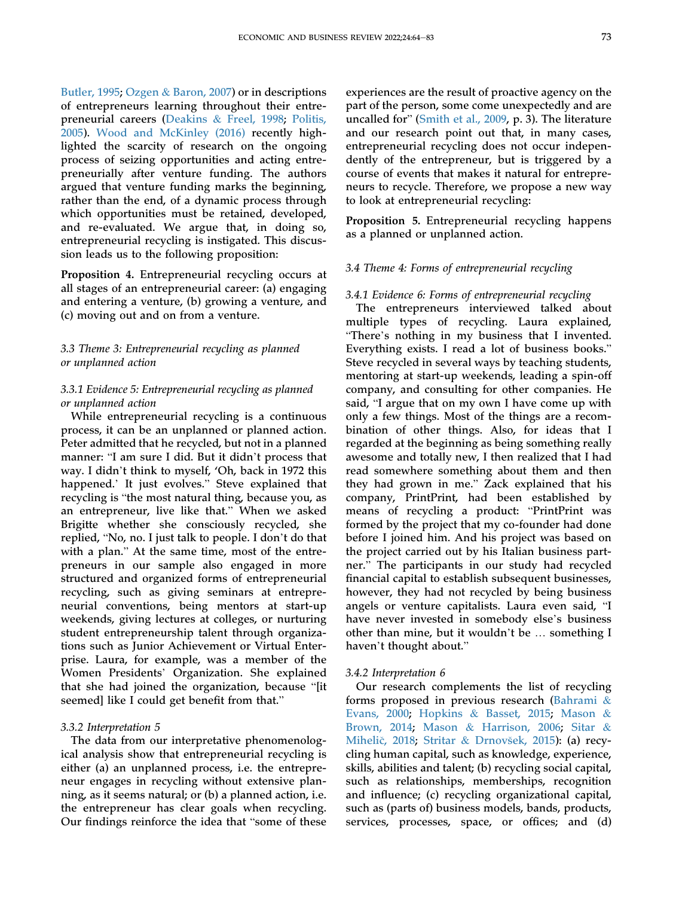Butler, 1995; Ozgen & Baron, 2007) or in descriptions of entrepreneurs learning throughout their entrepreneurial careers (Deakins & Freel, 1998; Politis, 2005). Wood and McKinley (2016) recently highlighted the scarcity of research on the ongoing process of seizing opportunities and acting entrepreneurially after venture funding. The authors argued that venture funding marks the beginning, rather than the end, of a dynamic process through which opportunities must be retained, developed, and re-evaluated. We argue that, in doing so, entrepreneurial recycling is instigated. This discussion leads us to the following proposition:

**Proposition 4.** Entrepreneurial recycling occurs at all stages of an entrepreneurial career: (a) engaging and entering a venture, (b) growing a venture, and (c) moving out and on from a venture.

### 3.3 Theme 3: Entrepreneurial recycling as planned or unplanned action

#### 3.3.1 Evidence 5: Entrepreneurial recycling as planned or unplanned action

While entrepreneurial recycling is a continuous process, it can be an unplanned or planned action. Peter admitted that he recycled, but not in a planned manner: "I am sure I did. But it didn't process that way. I didn't think to myself, 'Oh, back in 1972 this happened.' It just evolves." Steve explained that recycling is "the most natural thing, because you, as an entrepreneur, live like that." When we asked Brigitte whether she consciously recycled, she replied, "No, no. I just talk to people. I don't do that with a plan." At the same time, most of the entrepreneurs in our sample also engaged in more structured and organized forms of entrepreneurial recycling, such as giving seminars at entrepreneurial conventions, being mentors at start-up weekends, giving lectures at colleges, or nurturing student entrepreneurship talent through organizations such as Junior Achievement or Virtual Enterprise. Laura, for example, was a member of the Women Presidents' Organization. She explained that she had joined the organization, because "[it seemed] like I could get benefit from that."

#### 3.3.2 Interpretation 5

The data from our interpretative phenomenological analysis show that entrepreneurial recycling is either (a) an unplanned process, i.e. the entrepreneur engages in recycling without extensive planning, as it seems natural; or (b) a planned action, i.e. the entrepreneur has clear goals when recycling. Our findings reinforce the idea that "some of these experiences are the result of proactive agency on the part of the person, some come unexpectedly and are uncalled for" (Smith et al., 2009, p. 3). The literature and our research point out that, in many cases, entrepreneurial recycling does not occur independently of the entrepreneur, but is triggered by a course of events that makes it natural for entrepreneurs to recycle. Therefore, we propose a new way to look at entrepreneurial recycling:

**Proposition 5.** Entrepreneurial recycling happens as a planned or unplanned action.

### 3.4 Theme 4: Forms of entrepreneurial recycling

#### 3.4.1 Evidence 6: Forms of entrepreneurial recycling

The entrepreneurs interviewed talked about multiple types of recycling. Laura explained, "There's nothing in my business that I invented. Everything exists. I read a lot of business books." Steve recycled in several ways by teaching students, mentoring at start-up weekends, leading a spin-off company, and consulting for other companies. He said, "I argue that on my own I have come up with only a few things. Most of the things are a recombination of other things. Also, for ideas that I regarded at the beginning as being something really awesome and totally new, I then realized that I had read somewhere something about them and then they had grown in me." Zack explained that his company, PrintPrint, had been established by means of recycling a product: "PrintPrint was formed by the project that my co-founder had done before I joined him. And his project was based on the project carried out by his Italian business partner." The participants in our study had recycled financial capital to establish subsequent businesses, however, they had not recycled by being business angels or venture capitalists. Laura even said, "I have never invested in somebody else's business other than mine, but it wouldn't be … something I haven't thought about."

#### 3.4.2 Interpretation 6

Our research complements the list of recycling forms proposed in previous research (Bahrami & Evans, 2000; Hopkins & Basset, 2015; Mason & Brown, 2014; Mason & Harrison, 2006; Sitar & Mihelič, 2018; Stritar & Drnovšek, 2015): (a) recycling human capital, such as knowledge, experience, skills, abilities and talent; (b) recycling social capital, such as relationships, memberships, recognition and influence; (c) recycling organizational capital, such as (parts of) business models, bands, products, services, processes, space, or offices; and (d)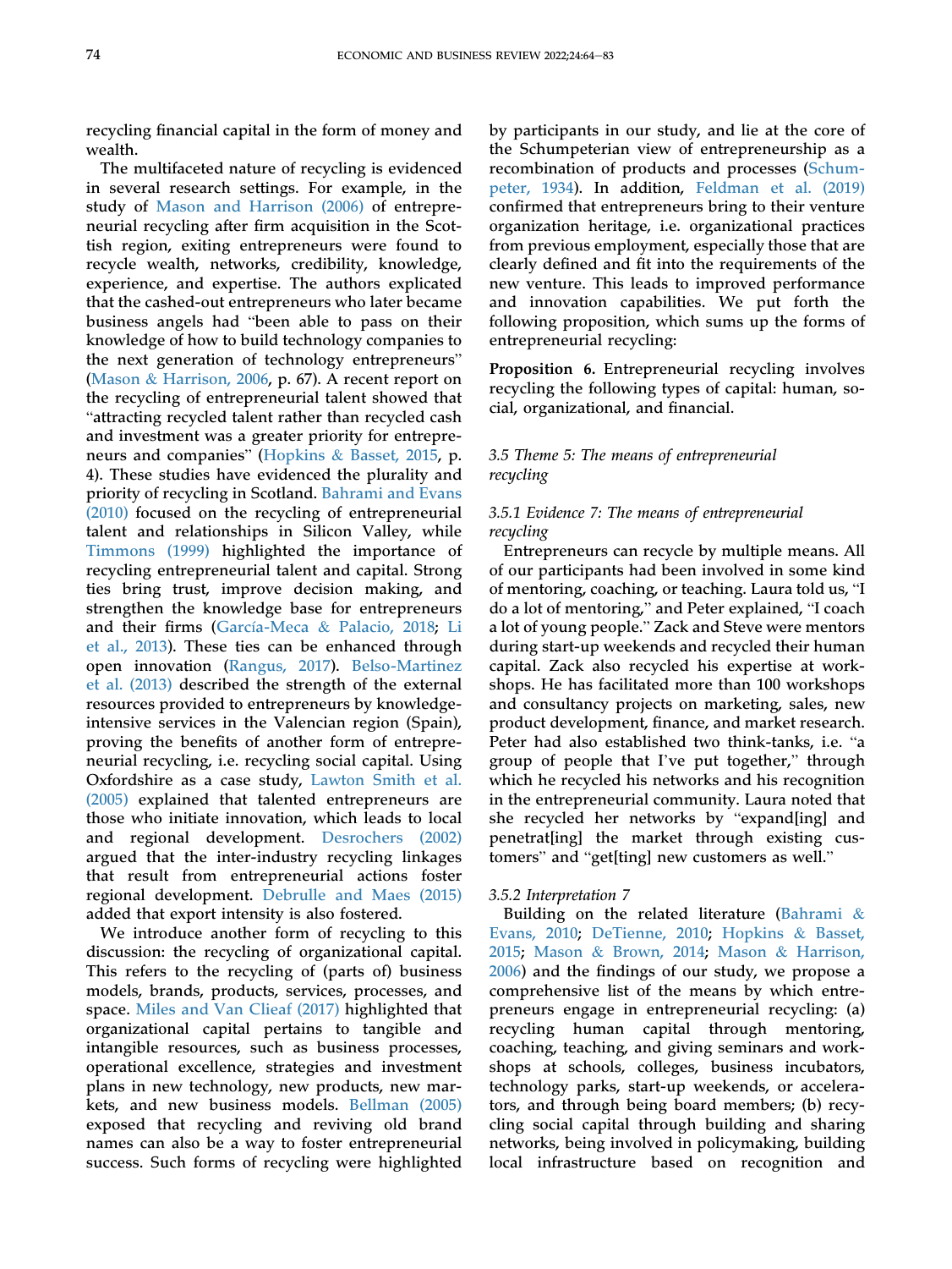recycling financial capital in the form of money and wealth.

The multifaceted nature of recycling is evidenced in several research settings. For example, in the study of Mason and Harrison (2006) of entrepreneurial recycling after firm acquisition in the Scottish region, exiting entrepreneurs were found to recycle wealth, networks, credibility, knowledge, experience, and expertise. The authors explicated that the cashed-out entrepreneurs who later became business angels had "been able to pass on their knowledge of how to build technology companies to the next generation of technology entrepreneurs" (Mason & Harrison, 2006, p. 67). A recent report on the recycling of entrepreneurial talent showed that "attracting recycled talent rather than recycled cash and investment was a greater priority for entrepreneurs and companies" (Hopkins & Basset, 2015, p. 4). These studies have evidenced the plurality and priority of recycling in Scotland. Bahrami and Evans (2010) focused on the recycling of entrepreneurial talent and relationships in Silicon Valley, while Timmons (1999) highlighted the importance of recycling entrepreneurial talent and capital. Strong ties bring trust, improve decision making, and strengthen the knowledge base for entrepreneurs and their firms (García-Meca & Palacio, 2018; Li et al., 2013). These ties can be enhanced through open innovation (Rangus, 2017). Belso-Martinez et al. (2013) described the strength of the external resources provided to entrepreneurs by knowledge-intensive services in the Valencian region (Spain), proving the benefits of another form of entrepreneurial recycling, i.e. recycling social capital. Using Oxfordshire as a case study, Lawton Smith et al. (2005) explained that talented entrepreneurs are those who initiate innovation, which leads to local and regional development. Desrochers (2002) argued that the inter-industry recycling linkages that result from entrepreneurial actions foster regional development. Debrulle and Maes (2015) added that export intensity is also fostered.

We introduce another form of recycling to this discussion: the recycling of organizational capital. This refers to the recycling of (parts of) business models, brands, products, services, processes, and space. Miles and Van Clieaf (2017) highlighted that organizational capital pertains to tangible and intangible resources, such as business processes, operational excellence, strategies and investment plans in new technology, new products, new markets, and new business models. Bellman (2005) exposed that recycling and reviving old brand names can also be a way to foster entrepreneurial success. Such forms of recycling were highlighted by participants in our study, and lie at the core of the Schumpeterian view of entrepreneurship as a recombination of products and processes (Schumpeter, 1934). In addition, Feldman et al. (2019) confirmed that entrepreneurs bring to their venture organization heritage, i.e. organizational practices from previous employment, especially those that are clearly defined and fit into the requirements of the new venture. This leads to improved performance and innovation capabilities. We put forth the following proposition, which sums up the forms of entrepreneurial recycling:

**Proposition 6.** Entrepreneurial recycling involves recycling the following types of capital: human, social, organizational, and financial.

### *3.5 Theme 5: The means of entrepreneurial recycling*

#### *3.5.1 Evidence 7: The means of entrepreneurial recycling*

Entrepreneurs can recycle by multiple means. All of our participants had been involved in some kind of mentoring, coaching, or teaching. Laura told us, "I do a lot of mentoring," and Peter explained, "I coach a lot of young people." Zack and Steve were mentors during start-up weekends and recycled their human capital. Zack also recycled his expertise at workshops. He has facilitated more than 100 workshops and consultancy projects on marketing, sales, new product development, finance, and market research. Peter had also established two think-tanks, i.e. "a group of people that I've put together," through which he recycled his networks and his recognition in the entrepreneurial community. Laura noted that she recycled her networks by "expand[ing] and penetrat[ing] the market through existing customers" and "get[ting] new customers as well."

#### *3.5.2 Interpretation 7*

Building on the related literature (Bahrami & Evans, 2010; DeTienne, 2010; Hopkins & Basset, 2015; Mason & Brown, 2014; Mason & Harrison, 2006) and the findings of our study, we propose a comprehensive list of the means by which entrepreneurs engage in entrepreneurial recycling: (a) recycling human capital through mentoring, coaching, teaching, and giving seminars and workshops at schools, colleges, business incubators, technology parks, start-up weekends, or accelerators, and through being board members; (b) recycling social capital through building and sharing networks, being involved in policymaking, building local infrastructure based on recognition and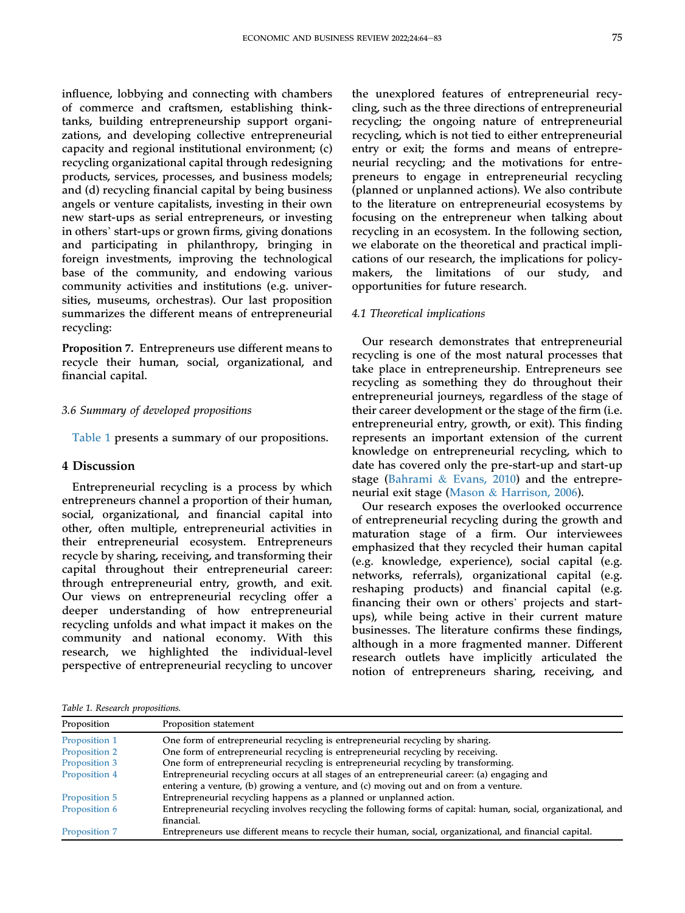influence, lobbying and connecting with chambers of commerce and craftsmen, establishing think-tanks, building entrepreneurship support organizations, and developing collective entrepreneurial capacity and regional institutional environment; (c) recycling organizational capital through redesigning products, services, processes, and business models; and (d) recycling financial capital by being business angels or venture capitalists, investing in their own new start-ups as serial entrepreneurs, or investing in others' start-ups or grown firms, giving donations and participating in philanthropy, bringing in foreign investments, improving the technological base of the community, and endowing various community activities and institutions (e.g. universities, museums, orchestras). Our last proposition summarizes the different means of entrepreneurial recycling:

**Proposition 7.** Entrepreneurs use different means to recycle their human, social, organizational, and financial capital.

### *3.6 Summary of developed propositions*

Table 1 presents a summary of our propositions.

## 4 Discussion

Entrepreneurial recycling is a process by which entrepreneurs channel a proportion of their human, social, organizational, and financial capital into other, often multiple, entrepreneurial activities in their entrepreneurial ecosystem. Entrepreneurs recycle by sharing, receiving, and transforming their capital throughout their entrepreneurial career: through entrepreneurial entry, growth, and exit. Our views on entrepreneurial recycling offer a deeper understanding of how entrepreneurial recycling unfolds and what impact it makes on the community and national economy. With this research, we highlighted the individual-level perspective of entrepreneurial recycling to uncover the unexplored features of entrepreneurial recycling, such as the three directions of entrepreneurial recycling; the ongoing nature of entrepreneurial recycling, which is not tied to either entrepreneurial entry or exit; the forms and means of entrepreneurial recycling; and the motivations for entrepreneurs to engage in entrepreneurial recycling (planned or unplanned actions). We also contribute to the literature on entrepreneurial ecosystems by focusing on the entrepreneur when talking about recycling in an ecosystem. In the following section, we elaborate on the theoretical and practical implications of our research, the implications for policymakers, the limitations of our study, and opportunities for future research.

### *4.1 Theoretical implications*

Our research demonstrates that entrepreneurial recycling is one of the most natural processes that take place in entrepreneurship. Entrepreneurs see recycling as something they do throughout their entrepreneurial journeys, regardless of the stage of their career development or the stage of the firm (i.e. entrepreneurial entry, growth, or exit). This finding represents an important extension of the current knowledge on entrepreneurial recycling, which to date has covered only the pre-start-up and start-up stage (Bahrami & Evans, 2010) and the entrepreneurial exit stage (Mason & Harrison, 2006).

Our research exposes the overlooked occurrence of entrepreneurial recycling during the growth and maturation stage of a firm. Our interviewees emphasized that they recycled their human capital (e.g. knowledge, experience), social capital (e.g. networks, referrals), organizational capital (e.g. reshaping products) and financial capital (e.g. financing their own or others' projects and start-ups), while being active in their current mature businesses. The literature confirms these findings, although in a more fragmented manner. Different research outlets have implicitly articulated the notion of entrepreneurs sharing, receiving, and

*Table 1. Research propositions.*

| Proposition | Proposition statement |
|---|---|
| Proposition 1 | One form of entrepreneurial recycling is entrepreneurial recycling by sharing. |
| Proposition 2 | One form of entrepreneurial recycling is entrepreneurial recycling by receiving. |
| Proposition 3 | One form of entrepreneurial recycling is entrepreneurial recycling by transforming. |
| Proposition 4 | Entrepreneurial recycling occurs at all stages of an entrepreneurial career: (a) engaging and entering a venture, (b) growing a venture, and (c) moving out and on from a venture. |
| Proposition 5 | Entrepreneurial recycling happens as a planned or unplanned action. |
| Proposition 6 | Entrepreneurial recycling involves recycling the following forms of capital: human, social, organizational, and financial. |
| Proposition 7 | Entrepreneurs use different means to recycle their human, social, organizational, and financial capital. |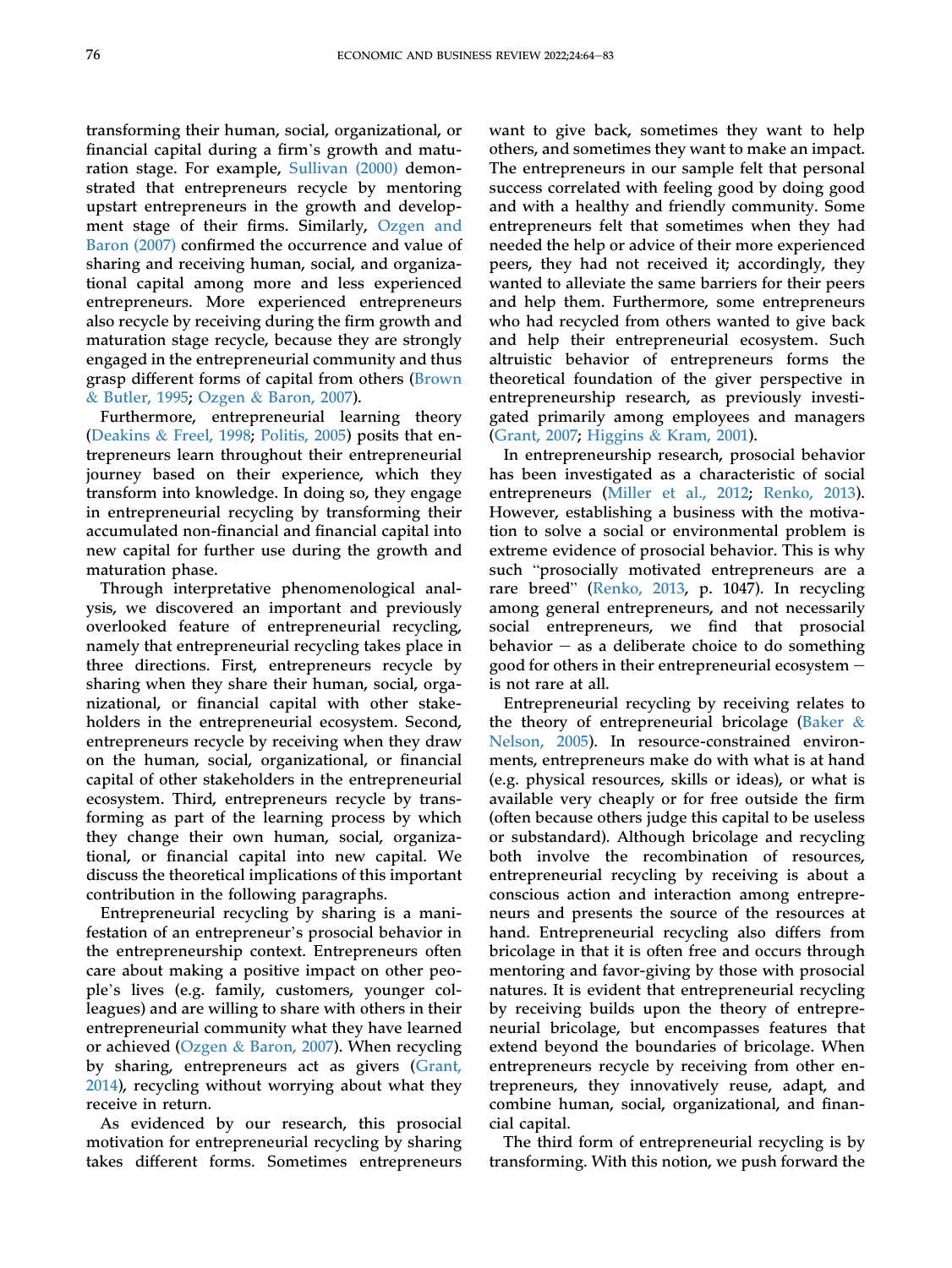transforming their human, social, organizational, or financial capital during a firm's growth and maturation stage. For example, Sullivan (2000) demonstrated that entrepreneurs recycle by mentoring upstart entrepreneurs in the growth and development stage of their firms. Similarly, Ozgen and Baron (2007) confirmed the occurrence and value of sharing and receiving human, social, and organizational capital among more and less experienced entrepreneurs. More experienced entrepreneurs also recycle by receiving during the firm growth and maturation stage recycle, because they are strongly engaged in the entrepreneurial community and thus grasp different forms of capital from others (Brown & Butler, 1995; Ozgen & Baron, 2007).

Furthermore, entrepreneurial learning theory (Deakins & Freel, 1998; Politis, 2005) posits that entrepreneurs learn throughout their entrepreneurial journey based on their experience, which they transform into knowledge. In doing so, they engage in entrepreneurial recycling by transforming their accumulated non-financial and financial capital into new capital for further use during the growth and maturation phase.

Through interpretative phenomenological analysis, we discovered an important and previously overlooked feature of entrepreneurial recycling, namely that entrepreneurial recycling takes place in three directions. First, entrepreneurs recycle by sharing when they share their human, social, organizational, or financial capital with other stakeholders in the entrepreneurial ecosystem. Second, entrepreneurs recycle by receiving when they draw on the human, social, organizational, or financial capital of other stakeholders in the entrepreneurial ecosystem. Third, entrepreneurs recycle by transforming as part of the learning process by which they change their own human, social, organizational, or financial capital into new capital. We discuss the theoretical implications of this important contribution in the following paragraphs.

Entrepreneurial recycling by sharing is a manifestation of an entrepreneur's prosocial behavior in the entrepreneurship context. Entrepreneurs often care about making a positive impact on other people's lives (e.g. family, customers, younger colleagues) and are willing to share with others in their entrepreneurial community what they have learned or achieved (Ozgen & Baron, 2007). When recycling by sharing, entrepreneurs act as givers (Grant, 2014), recycling without worrying about what they receive in return.

As evidenced by our research, this prosocial motivation for entrepreneurial recycling by sharing takes different forms. Sometimes entrepreneurs want to give back, sometimes they want to help others, and sometimes they want to make an impact. The entrepreneurs in our sample felt that personal success correlated with feeling good by doing good and with a healthy and friendly community. Some entrepreneurs felt that sometimes when they had needed the help or advice of their more experienced peers, they had not received it; accordingly, they wanted to alleviate the same barriers for their peers and help them. Furthermore, some entrepreneurs who had recycled from others wanted to give back and help their entrepreneurial ecosystem. Such altruistic behavior of entrepreneurs forms the theoretical foundation of the giver perspective in entrepreneurship research, as previously investigated primarily among employees and managers (Grant, 2007; Higgins & Kram, 2001).

In entrepreneurship research, prosocial behavior has been investigated as a characteristic of social entrepreneurs (Miller et al., 2012; Renko, 2013). However, establishing a business with the motivation to solve a social or environmental problem is extreme evidence of prosocial behavior. This is why such "prosocially motivated entrepreneurs are a rare breed" (Renko, 2013, p. 1047). In recycling among general entrepreneurs, and not necessarily social entrepreneurs, we find that prosocial behavior – as a deliberate choice to do something good for others in their entrepreneurial ecosystem – is not rare at all.

Entrepreneurial recycling by receiving relates to the theory of entrepreneurial bricolage (Baker & Nelson, 2005). In resource-constrained environments, entrepreneurs make do with what is at hand (e.g. physical resources, skills or ideas), or what is available very cheaply or for free outside the firm (often because others judge this capital to be useless or substandard). Although bricolage and recycling both involve the recombination of resources, entrepreneurial recycling by receiving is about a conscious action and interaction among entrepreneurs and presents the source of the resources at hand. Entrepreneurial recycling also differs from bricolage in that it is often free and occurs through mentoring and favor-giving by those with prosocial natures. It is evident that entrepreneurial recycling by receiving builds upon the theory of entrepreneurial bricolage, but encompasses features that extend beyond the boundaries of bricolage. When entrepreneurs recycle by receiving from other entrepreneurs, they innovatively reuse, adapt, and combine human, social, organizational, and financial capital.

The third form of entrepreneurial recycling is by transforming. With this notion, we push forward the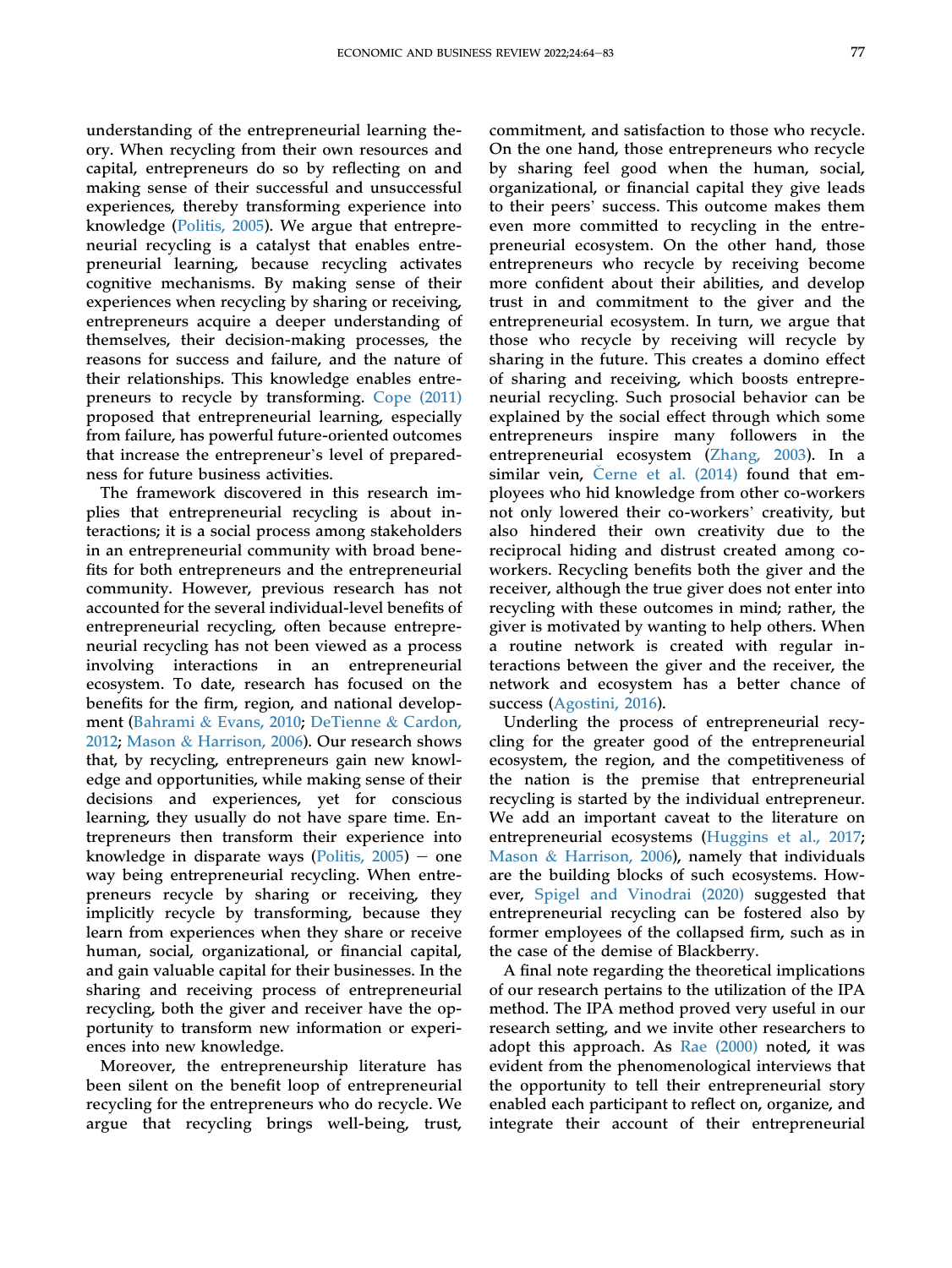understanding of the entrepreneurial learning theory. When recycling from their own resources and capital, entrepreneurs do so by reflecting on and making sense of their successful and unsuccessful experiences, thereby transforming experience into knowledge (Politis, 2005). We argue that entrepreneurial recycling is a catalyst that enables entrepreneurial learning, because recycling activates cognitive mechanisms. By making sense of their experiences when recycling by sharing or receiving, entrepreneurs acquire a deeper understanding of themselves, their decision-making processes, the reasons for success and failure, and the nature of their relationships. This knowledge enables entrepreneurs to recycle by transforming. Cope (2011) proposed that entrepreneurial learning, especially from failure, has powerful future-oriented outcomes that increase the entrepreneur's level of preparedness for future business activities.

The framework discovered in this research implies that entrepreneurial recycling is about interactions; it is a social process among stakeholders in an entrepreneurial community with broad benefits for both entrepreneurs and the entrepreneurial community. However, previous research has not accounted for the several individual-level benefits of entrepreneurial recycling, often because entrepreneurial recycling has not been viewed as a process involving interactions in an entrepreneurial ecosystem. To date, research has focused on the benefits for the firm, region, and national development (Bahrami & Evans, 2010; DeTienne & Cardon, 2012; Mason & Harrison, 2006). Our research shows that, by recycling, entrepreneurs gain new knowledge and opportunities, while making sense of their decisions and experiences, yet for conscious learning, they usually do not have spare time. Entrepreneurs then transform their experience into knowledge in disparate ways (Politis, 2005) – one way being entrepreneurial recycling. When entrepreneurs recycle by sharing or receiving, they implicitly recycle by transforming, because they learn from experiences when they share or receive human, social, organizational, or financial capital, and gain valuable capital for their businesses. In the sharing and receiving process of entrepreneurial recycling, both the giver and receiver have the opportunity to transform new information or experiences into new knowledge.

Moreover, the entrepreneurship literature has been silent on the benefit loop of entrepreneurial recycling for the entrepreneurs who do recycle. We argue that recycling brings well-being, trust, commitment, and satisfaction to those who recycle. On the one hand, those entrepreneurs who recycle by sharing feel good when the human, social, organizational, or financial capital they give leads to their peers' success. This outcome makes them even more committed to recycling in the entrepreneurial ecosystem. On the other hand, those entrepreneurs who recycle by receiving become more confident about their abilities, and develop trust in and commitment to the giver and the entrepreneurial ecosystem. In turn, we argue that those who recycle by receiving will recycle by sharing in the future. This creates a domino effect of sharing and receiving, which boosts entrepreneurial recycling. Such prosocial behavior can be explained by the social effect through which some entrepreneurs inspire many followers in the entrepreneurial ecosystem (Zhang, 2003). In a similar vein, Černe et al. (2014) found that employees who hid knowledge from other co-workers not only lowered their co-workers' creativity, but also hindered their own creativity due to the reciprocal hiding and distrust created among co-workers. Recycling benefits both the giver and the receiver, although the true giver does not enter into recycling with these outcomes in mind; rather, the giver is motivated by wanting to help others. When a routine network is created with regular interactions between the giver and the receiver, the network and ecosystem has a better chance of success (Agostini, 2016).

Underling the process of entrepreneurial recycling for the greater good of the entrepreneurial ecosystem, the region, and the competitiveness of the nation is the premise that entrepreneurial recycling is started by the individual entrepreneur. We add an important caveat to the literature on entrepreneurial ecosystems (Huggins et al., 2017; Mason & Harrison, 2006), namely that individuals are the building blocks of such ecosystems. However, Spigel and Vinodrai (2020) suggested that entrepreneurial recycling can be fostered also by former employees of the collapsed firm, such as in the case of the demise of Blackberry.

A final note regarding the theoretical implications of our research pertains to the utilization of the IPA method. The IPA method proved very useful in our research setting, and we invite other researchers to adopt this approach. As Rae (2000) noted, it was evident from the phenomenological interviews that the opportunity to tell their entrepreneurial story enabled each participant to reflect on, organize, and integrate their account of their entrepreneurial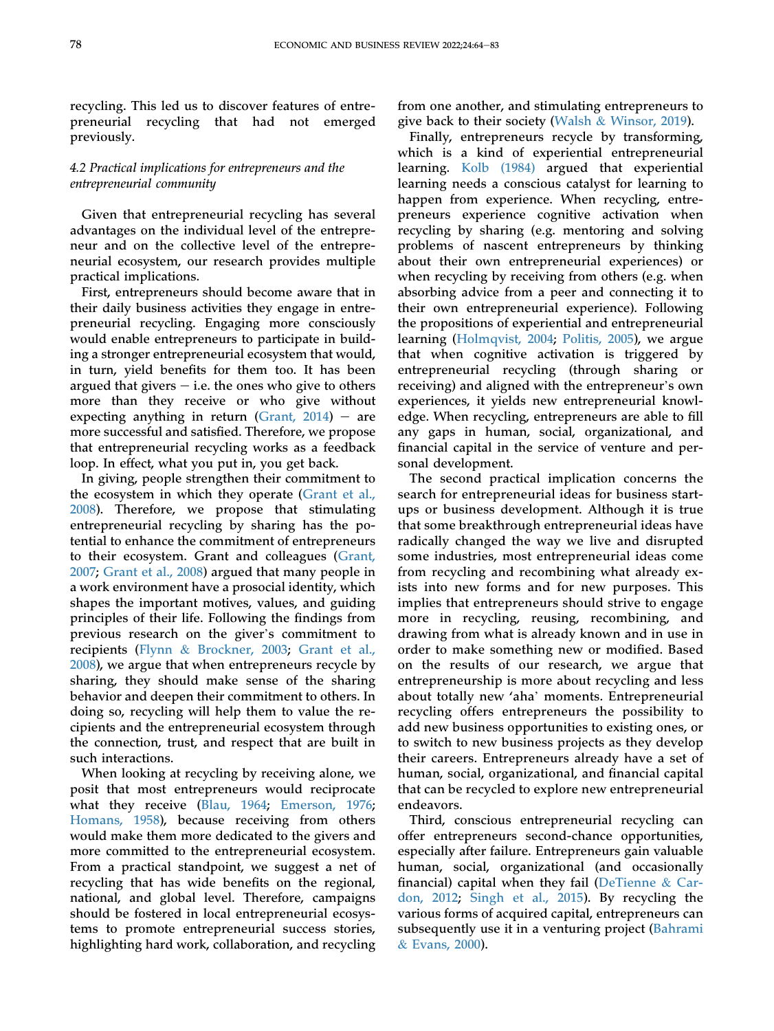recycling. This led us to discover features of entrepreneurial recycling that had not emerged previously.

### 4.2 Practical implications for entrepreneurs and the entrepreneurial community

Given that entrepreneurial recycling has several advantages on the individual level of the entrepreneur and on the collective level of the entrepreneurial ecosystem, our research provides multiple practical implications.

First, entrepreneurs should become aware that in their daily business activities they engage in entrepreneurial recycling. Engaging more consciously would enable entrepreneurs to participate in building a stronger entrepreneurial ecosystem that would, in turn, yield benefits for them too. It has been argued that givers – i.e. the ones who give to others more than they receive or who give without expecting anything in return (Grant, 2014) – are more successful and satisfied. Therefore, we propose that entrepreneurial recycling works as a feedback loop. In effect, what you put in, you get back.

In giving, people strengthen their commitment to the ecosystem in which they operate (Grant et al., 2008). Therefore, we propose that stimulating entrepreneurial recycling by sharing has the potential to enhance the commitment of entrepreneurs to their ecosystem. Grant and colleagues (Grant, 2007; Grant et al., 2008) argued that many people in a work environment have a prosocial identity, which shapes the important motives, values, and guiding principles of their life. Following the findings from previous research on the giver's commitment to recipients (Flynn & Brockner, 2003; Grant et al., 2008), we argue that when entrepreneurs recycle by sharing, they should make sense of the sharing behavior and deepen their commitment to others. In doing so, recycling will help them to value the recipients and the entrepreneurial ecosystem through the connection, trust, and respect that are built in such interactions.

When looking at recycling by receiving alone, we posit that most entrepreneurs would reciprocate what they receive (Blau, 1964; Emerson, 1976; Homans, 1958), because receiving from others would make them more dedicated to the givers and more committed to the entrepreneurial ecosystem. From a practical standpoint, we suggest a net of recycling that has wide benefits on the regional, national, and global level. Therefore, campaigns should be fostered in local entrepreneurial ecosystems to promote entrepreneurial success stories, highlighting hard work, collaboration, and recycling from one another, and stimulating entrepreneurs to give back to their society (Walsh & Winsor, 2019).

Finally, entrepreneurs recycle by transforming, which is a kind of experiential entrepreneurial learning. Kolb (1984) argued that experiential learning needs a conscious catalyst for learning to happen from experience. When recycling, entrepreneurs experience cognitive activation when recycling by sharing (e.g. mentoring and solving problems of nascent entrepreneurs by thinking about their own entrepreneurial experiences) or when recycling by receiving from others (e.g. when absorbing advice from a peer and connecting it to their own entrepreneurial experience). Following the propositions of experiential and entrepreneurial learning (Holmqvist, 2004; Politis, 2005), we argue that when cognitive activation is triggered by entrepreneurial recycling (through sharing or receiving) and aligned with the entrepreneur's own experiences, it yields new entrepreneurial knowledge. When recycling, entrepreneurs are able to fill any gaps in human, social, organizational, and financial capital in the service of venture and personal development.

The second practical implication concerns the search for entrepreneurial ideas for business startups or business development. Although it is true that some breakthrough entrepreneurial ideas have radically changed the way we live and disrupted some industries, most entrepreneurial ideas come from recycling and recombining what already exists into new forms and for new purposes. This implies that entrepreneurs should strive to engage more in recycling, reusing, recombining, and drawing from what is already known and in use in order to make something new or modified. Based on the results of our research, we argue that entrepreneurship is more about recycling and less about totally new 'aha' moments. Entrepreneurial recycling offers entrepreneurs the possibility to add new business opportunities to existing ones, or to switch to new business projects as they develop their careers. Entrepreneurs already have a set of human, social, organizational, and financial capital that can be recycled to explore new entrepreneurial endeavors.

Third, conscious entrepreneurial recycling can offer entrepreneurs second-chance opportunities, especially after failure. Entrepreneurs gain valuable human, social, organizational (and occasionally financial) capital when they fail (DeTienne & Cardon, 2012; Singh et al., 2015). By recycling the various forms of acquired capital, entrepreneurs can subsequently use it in a venturing project (Bahrami & Evans, 2000).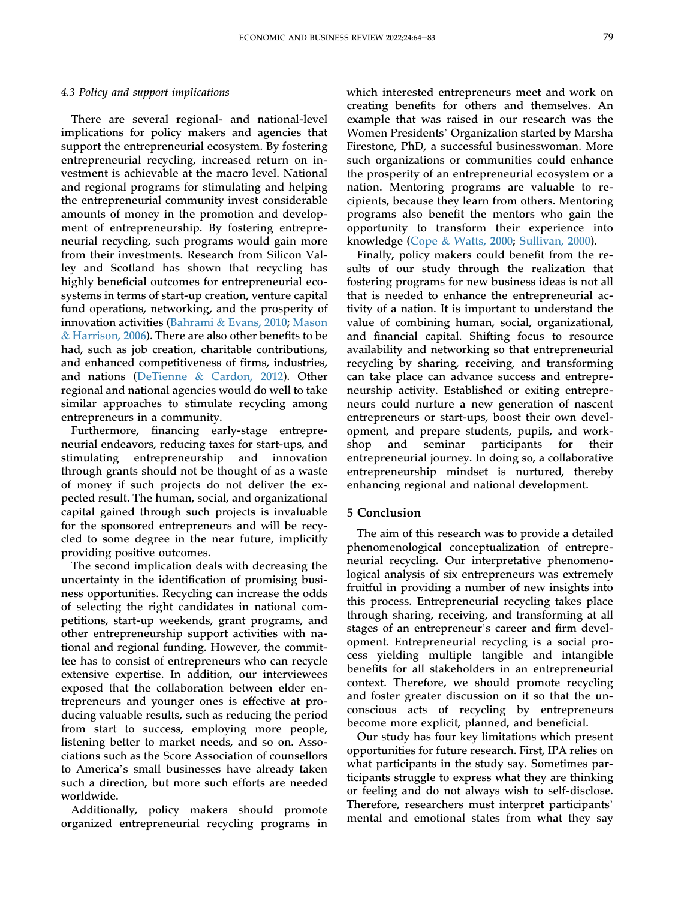### 4.3 Policy and support implications

There are several regional- and national-level implications for policy makers and agencies that support the entrepreneurial ecosystem. By fostering entrepreneurial recycling, increased return on investment is achievable at the macro level. National and regional programs for stimulating and helping the entrepreneurial community invest considerable amounts of money in the promotion and development of entrepreneurship. By fostering entrepreneurial recycling, such programs would gain more from their investments. Research from Silicon Valley and Scotland has shown that recycling has highly beneficial outcomes for entrepreneurial ecosystems in terms of start-up creation, venture capital fund operations, networking, and the prosperity of innovation activities (Bahrami & Evans, 2010; Mason & Harrison, 2006). There are also other benefits to be had, such as job creation, charitable contributions, and enhanced competitiveness of firms, industries, and nations (DeTienne & Cardon, 2012). Other regional and national agencies would do well to take similar approaches to stimulate recycling among entrepreneurs in a community.

Furthermore, financing early-stage entrepreneurial endeavors, reducing taxes for start-ups, and stimulating entrepreneurship and innovation through grants should not be thought of as a waste of money if such projects do not deliver the expected result. The human, social, and organizational capital gained through such projects is invaluable for the sponsored entrepreneurs and will be recycled to some degree in the near future, implicitly providing positive outcomes.

The second implication deals with decreasing the uncertainty in the identification of promising business opportunities. Recycling can increase the odds of selecting the right candidates in national competitions, start-up weekends, grant programs, and other entrepreneurship support activities with national and regional funding. However, the committee has to consist of entrepreneurs who can recycle extensive expertise. In addition, our interviewees exposed that the collaboration between elder entrepreneurs and younger ones is effective at producing valuable results, such as reducing the period from start to success, employing more people, listening better to market needs, and so on. Associations such as the Score Association of counsellors to America's small businesses have already taken such a direction, but more such efforts are needed worldwide.

Additionally, policy makers should promote organized entrepreneurial recycling programs in which interested entrepreneurs meet and work on creating benefits for others and themselves. An example that was raised in our research was the Women Presidents' Organization started by Marsha Firestone, PhD, a successful businesswoman. More such organizations or communities could enhance the prosperity of an entrepreneurial ecosystem or a nation. Mentoring programs are valuable to recipients, because they learn from others. Mentoring programs also benefit the mentors who gain the opportunity to transform their experience into knowledge (Cope & Watts, 2000; Sullivan, 2000).

Finally, policy makers could benefit from the results of our study through the realization that fostering programs for new business ideas is not all that is needed to enhance the entrepreneurial activity of a nation. It is important to understand the value of combining human, social, organizational, and financial capital. Shifting focus to resource availability and networking so that entrepreneurial recycling by sharing, receiving, and transforming can take place can advance success and entrepreneurship activity. Established or exiting entrepreneurs could nurture a new generation of nascent entrepreneurs or start-ups, boost their own development, and prepare students, pupils, and workshop and seminar participants for their entrepreneurial journey. In doing so, a collaborative entrepreneurship mindset is nurtured, thereby enhancing regional and national development.

## 5 Conclusion

The aim of this research was to provide a detailed phenomenological conceptualization of entrepreneurial recycling. Our interpretative phenomenological analysis of six entrepreneurs was extremely fruitful in providing a number of new insights into this process. Entrepreneurial recycling takes place through sharing, receiving, and transforming at all stages of an entrepreneur's career and firm development. Entrepreneurial recycling is a social process yielding multiple tangible and intangible benefits for all stakeholders in an entrepreneurial context. Therefore, we should promote recycling and foster greater discussion on it so that the unconscious acts of recycling by entrepreneurs become more explicit, planned, and beneficial.

Our study has four key limitations which present opportunities for future research. First, IPA relies on what participants in the study say. Sometimes participants struggle to express what they are thinking or feeling and do not always wish to self-disclose. Therefore, researchers must interpret participants' mental and emotional states from what they say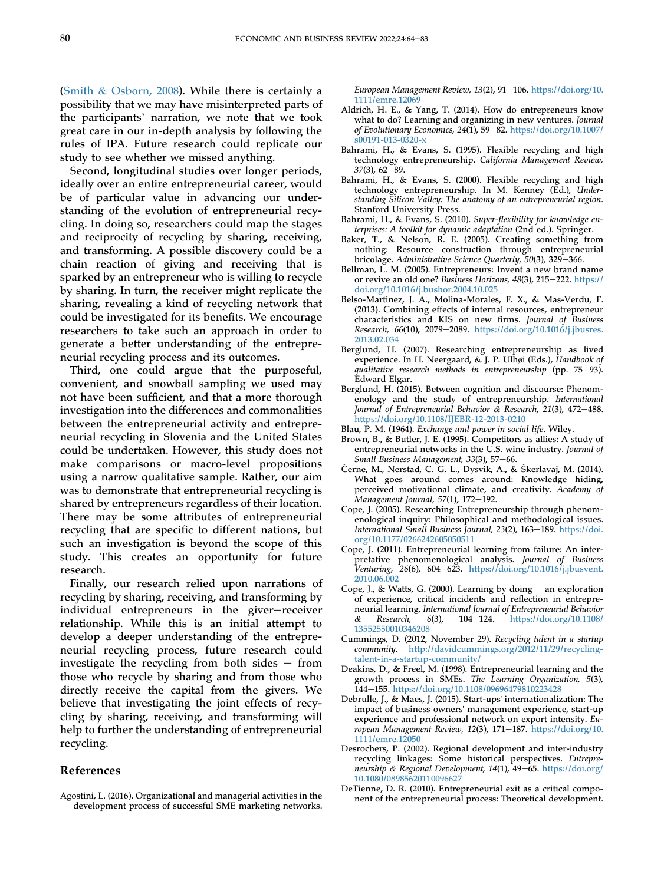(Smith & Osborn, 2008). While there is certainly a possibility that we may have misinterpreted parts of the participants' narration, we note that we took great care in our in-depth analysis by following the rules of IPA. Future research could replicate our study to see whether we missed anything.

Second, longitudinal studies over longer periods, ideally over an entire entrepreneurial career, would be of particular value in advancing our understanding of the evolution of entrepreneurial recycling. In doing so, researchers could map the stages and reciprocity of recycling by sharing, receiving, and transforming. A possible discovery could be a chain reaction of giving and receiving that is sparked by an entrepreneur who is willing to recycle by sharing. In turn, the receiver might replicate the sharing, revealing a kind of recycling network that could be investigated for its benefits. We encourage researchers to take such an approach in order to generate a better understanding of the entrepreneurial recycling process and its outcomes.

Third, one could argue that the purposeful, convenient, and snowball sampling we used may not have been sufficient, and that a more thorough investigation into the differences and commonalities between the entrepreneurial activity and entrepreneurial recycling in Slovenia and the United States could be undertaken. However, this study does not make comparisons or macro-level propositions using a narrow qualitative sample. Rather, our aim was to demonstrate that entrepreneurial recycling is shared by entrepreneurs regardless of their location. There may be some attributes of entrepreneurial recycling that are specific to different nations, but such an investigation is beyond the scope of this study. This creates an opportunity for future research.

Finally, our research relied upon narrations of recycling by sharing, receiving, and transforming by individual entrepreneurs in the giver–receiver relationship. While this is an initial attempt to develop a deeper understanding of the entrepreneurial recycling process, future research could investigate the recycling from both sides – from those who recycle by sharing and from those who directly receive the capital from the givers. We believe that investigating the joint effects of recycling by sharing, receiving, and transforming will help to further the understanding of entrepreneurial recycling.

## References

Agostini, L. (2016). Organizational and managerial activities in the development process of successful SME marketing networks. *European Management Review, 13*(2), 91–106. https://doi.org/10.1111/emre.12069

Aldrich, H. E., & Yang, T. (2014). How do entrepreneurs know what to do? Learning and organizing in new ventures. *Journal of Evolutionary Economics, 24*(1), 59–82. https://doi.org/10.1007/s00191-013-0320-x

Bahrami, H., & Evans, S. (1995). Flexible recycling and high technology entrepreneurship. *California Management Review, 37*(3), 62–89.

Bahrami, H., & Evans, S. (2000). Flexible recycling and high technology entrepreneurship. In M. Kenney (Ed.), *Understanding Silicon Valley: The anatomy of an entrepreneurial region*. Stanford University Press.

Bahrami, H., & Evans, S. (2010). *Super-flexibility for knowledge enterprises: A toolkit for dynamic adaptation* (2nd ed.). Springer.

Baker, T., & Nelson, R. E. (2005). Creating something from nothing: Resource construction through entrepreneurial bricolage. *Administrative Science Quarterly, 50*(3), 329–366.

Bellman, L. M. (2005). Entrepreneurs: Invent a new brand name or revive an old one? *Business Horizons, 48*(3), 215–222. https://doi.org/10.1016/j.bushor.2004.10.025

Belso-Martinez, J. A., Molina-Morales, F. X., & Mas-Verdu, F. (2013). Combining effects of internal resources, entrepreneur characteristics and KIS on new firms. *Journal of Business Research, 66*(10), 2079–2089. https://doi.org/10.1016/j.jbusres.2013.02.034

Berglund, H. (2007). Researching entrepreneurship as lived experience. In H. Neergaard, & J. P. Ulhøi (Eds.), *Handbook of qualitative research methods in entrepreneurship* (pp. 75–93). Edward Elgar.

Berglund, H. (2015). Between cognition and discourse: Phenomenology and the study of entrepreneurship. *International Journal of Entrepreneurial Behavior & Research, 21*(3), 472–488. https://doi.org/10.1108/IJEBR-12-2013-0210

Blau, P. M. (1964). *Exchange and power in social life*. Wiley.

Brown, B., & Butler, J. E. (1995). Competitors as allies: A study of entrepreneurial networks in the U.S. wine industry. *Journal of Small Business Management, 33*(3), 57–66.

Černe, M., Nerstad, C. G. L., Dysvik, A., & Škerlavaj, M. (2014). What goes around comes around: Knowledge hiding, perceived motivational climate, and creativity. *Academy of Management Journal, 57*(1), 172–192.

Cope, J. (2005). Researching Entrepreneurship through phenomenological inquiry: Philosophical and methodological issues. *International Small Business Journal, 23*(2), 163–189. https://doi.org/10.1177/0266242605050511

Cope, J. (2011). Entrepreneurial learning from failure: An interpretative phenomenological analysis. *Journal of Business Venturing, 26*(6), 604–623. https://doi.org/10.1016/j.jbusvent.2010.06.002

Cope, J., & Watts, G. (2000). Learning by doing – an exploration of experience, critical incidents and reflection in entrepreneurial learning. *International Journal of Entrepreneurial Behavior & Research, 6*(3), 104–124. https://doi.org/10.1108/13552550010346208

Cummings, D. (2012, November 29). *Recycling talent in a startup community*. http://davidcummings.org/2012/11/29/recycling-talent-in-a-startup-community/

Deakins, D., & Freel, M. (1998). Entrepreneurial learning and the growth process in SMEs. *The Learning Organization, 5*(3), 144–155. https://doi.org/10.1108/09696479810223428

Debrulle, J., & Maes, J. (2015). Start-ups' internationalization: The impact of business owners' management experience, start-up experience and professional network on export intensity. *European Management Review, 12*(3), 171–187. https://doi.org/10.1111/emre.12050

Desrochers, P. (2002). Regional development and inter-industry recycling linkages: Some historical perspectives. *Entrepreneurship & Regional Development, 14*(1), 49–65. https://doi.org/10.1080/08985620110096627

DeTienne, D. R. (2010). Entrepreneurial exit as a critical component of the entrepreneurial process: Theoretical development.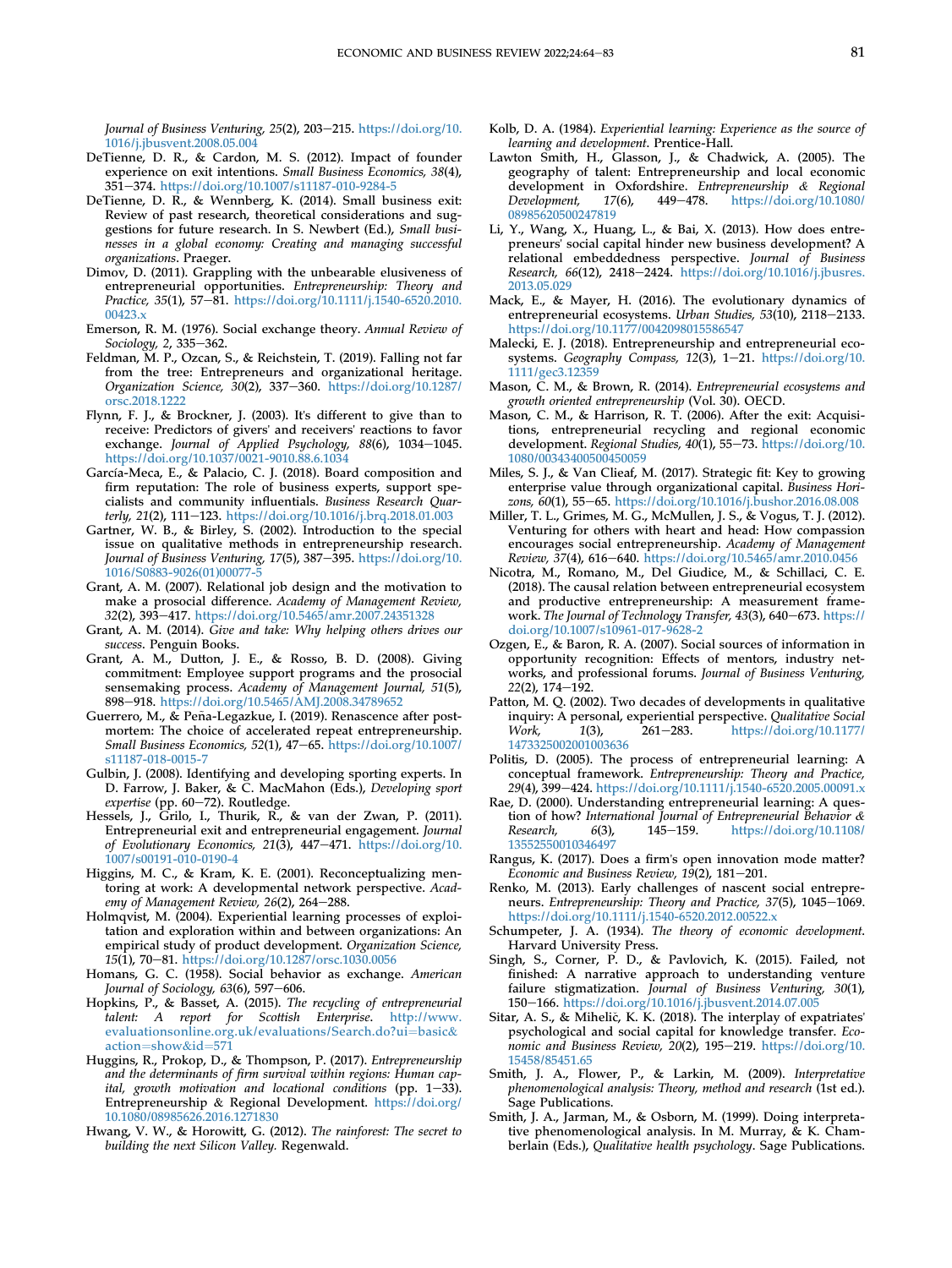*Journal of Business Venturing, 25*(2), 203–215. https://doi.org/10.1016/j.jbusvent.2008.05.004

DeTienne, D. R., & Cardon, M. S. (2012). Impact of founder experience on exit intentions. *Small Business Economics, 38*(4), 351–374. https://doi.org/10.1007/s11187-010-9284-5

DeTienne, D. R., & Wennberg, K. (2014). Small business exit: Review of past research, theoretical considerations and suggestions for future research. In S. Newbert (Ed.), *Small businesses in a global economy: Creating and managing successful organizations*. Praeger.

Dimov, D. (2011). Grappling with the unbearable elusiveness of entrepreneurial opportunities. *Entrepreneurship: Theory and Practice, 35*(1), 57–81. https://doi.org/10.1111/j.1540-6520.2010.00423.x

Emerson, R. M. (1976). Social exchange theory. *Annual Review of Sociology, 2*, 335–362.

Feldman, M. P., Ozcan, S., & Reichstein, T. (2019). Falling not far from the tree: Entrepreneurs and organizational heritage. *Organization Science, 30*(2), 337–360. https://doi.org/10.1287/orsc.2018.1222

Flynn, F. J., & Brockner, J. (2003). It's different to give than to receive: Predictors of givers' and receivers' reactions to favor exchange. *Journal of Applied Psychology, 88*(6), 1034–1045. https://doi.org/10.1037/0021-9010.88.6.1034

García-Meca, E., & Palacio, C. J. (2018). Board composition and firm reputation: The role of business experts, support specialists and community influentials. *Business Research Quarterly, 21*(2), 111–123. https://doi.org/10.1016/j.brq.2018.01.003

Gartner, W. B., & Birley, S. (2002). Introduction to the special issue on qualitative methods in entrepreneurship research. *Journal of Business Venturing, 17*(5), 387–395. https://doi.org/10.1016/S0883-9026(01)00077-5

Grant, A. M. (2007). Relational job design and the motivation to make a prosocial difference. *Academy of Management Review, 32*(2), 393–417. https://doi.org/10.5465/amr.2007.24351328

Grant, A. M. (2014). *Give and take: Why helping others drives our success*. Penguin Books.

Grant, A. M., Dutton, J. E., & Rosso, B. D. (2008). Giving commitment: Employee support programs and the prosocial sensemaking process. *Academy of Management Journal, 51*(5), 898–918. https://doi.org/10.5465/AMJ.2008.34789652

Guerrero, M., & Peña-Legazkue, I. (2019). Renascence after post-mortem: The choice of accelerated repeat entrepreneurship. *Small Business Economics, 52*(1), 47–65. https://doi.org/10.1007/s11187-018-0015-7

Gulbin, J. (2008). Identifying and developing sporting experts. In D. Farrow, J. Baker, & C. MacMahon (Eds.), *Developing sport expertise* (pp. 60–72). Routledge.

Hessels, J., Grilo, I., Thurik, R., & van der Zwan, P. (2011). Entrepreneurial exit and entrepreneurial engagement. *Journal of Evolutionary Economics, 21*(3), 447–471. https://doi.org/10.1007/s00191-010-0190-4

Higgins, M. C., & Kram, K. E. (2001). Reconceptualizing mentoring at work: A developmental network perspective. *Academy of Management Review, 26*(2), 264–288.

Holmqvist, M. (2004). Experiential learning processes of exploitation and exploration within and between organizations: An empirical study of product development. *Organization Science, 15*(1), 70–81. https://doi.org/10.1287/orsc.1030.0056

Homans, G. C. (1958). Social behavior as exchange. *American Journal of Sociology, 63*(6), 597–606.

Hopkins, P., & Basset, A. (2015). *The recycling of entrepreneurial talent: A report for Scottish Enterprise*. http://www.evaluationsonline.org.uk/evaluations/Search.do?ui=basic&action=show&id=571

Huggins, R., Prokop, D., & Thompson, P. (2017). *Entrepreneurship and the determinants of firm survival within regions: Human capital, growth motivation and locational conditions* (pp. 1–33). Entrepreneurship & Regional Development. https://doi.org/10.1080/08985626.2016.1271830

Hwang, V. W., & Horowitt, G. (2012). *The rainforest: The secret to building the next Silicon Valley.* Regenwald.

Kolb, D. A. (1984). *Experiential learning: Experience as the source of learning and development*. Prentice-Hall.

Lawton Smith, H., Glasson, J., & Chadwick, A. (2005). The geography of talent: Entrepreneurship and local economic development in Oxfordshire. *Entrepreneurship & Regional Development, 17*(6), 449–478. https://doi.org/10.1080/08985620500247819

Li, Y., Wang, X., Huang, L., & Bai, X. (2013). How does entrepreneurs' social capital hinder new business development? A relational embeddedness perspective. *Journal of Business Research, 66*(12), 2418–2424. https://doi.org/10.1016/j.jbusres.2013.05.029

Mack, E., & Mayer, H. (2016). The evolutionary dynamics of entrepreneurial ecosystems. *Urban Studies, 53*(10), 2118–2133. https://doi.org/10.1177/0042098015586547

Malecki, E. J. (2018). Entrepreneurship and entrepreneurial ecosystems. *Geography Compass, 12*(3), 1–21. https://doi.org/10.1111/gec3.12359

Mason, C. M., & Brown, R. (2014). *Entrepreneurial ecosystems and growth oriented entrepreneurship* (Vol. 30). OECD.

Mason, C. M., & Harrison, R. T. (2006). After the exit: Acquisitions, entrepreneurial recycling and regional economic development. *Regional Studies, 40*(1), 55–73. https://doi.org/10.1080/00343400500450059

Miles, S. J., & Van Clieaf, M. (2017). Strategic fit: Key to growing enterprise value through organizational capital. *Business Horizons, 60*(1), 55–65. https://doi.org/10.1016/j.bushor.2016.08.008

Miller, T. L., Grimes, M. G., McMullen, J. S., & Vogus, T. J. (2012). Venturing for others with heart and head: How compassion encourages social entrepreneurship. *Academy of Management Review, 37*(4), 616–640. https://doi.org/10.5465/amr.2010.0456

Nicotra, M., Romano, M., Del Giudice, M., & Schillaci, C. E. (2018). The causal relation between entrepreneurial ecosystem and productive entrepreneurship: A measurement framework. *The Journal of Technology Transfer, 43*(3), 640–673. https://doi.org/10.1007/s10961-017-9628-2

Ozgen, E., & Baron, R. A. (2007). Social sources of information in opportunity recognition: Effects of mentors, industry networks, and professional forums. *Journal of Business Venturing, 22*(2), 174–192.

Patton, M. Q. (2002). Two decades of developments in qualitative inquiry: A personal, experiential perspective. *Qualitative Social Work, 1*(3), 261–283. https://doi.org/10.1177/1473325002001003636

Politis, D. (2005). The process of entrepreneurial learning: A conceptual framework. *Entrepreneurship: Theory and Practice, 29*(4), 399–424. https://doi.org/10.1111/j.1540-6520.2005.00091.x

Rae, D. (2000). Understanding entrepreneurial learning: A question of how? *International Journal of Entrepreneurial Behavior & Research, 6*(3), 145–159. https://doi.org/10.1108/13552550010346497

Rangus, K. (2017). Does a firm's open innovation mode matter? *Economic and Business Review, 19*(2), 181–201.

Renko, M. (2013). Early challenges of nascent social entrepreneurs. *Entrepreneurship: Theory and Practice, 37*(5), 1045–1069. https://doi.org/10.1111/j.1540-6520.2012.00522.x

Schumpeter, J. A. (1934). *The theory of economic development.* Harvard University Press.

Singh, S., Corner, P. D., & Pavlovich, K. (2015). Failed, not finished: A narrative approach to understanding venture failure stigmatization. *Journal of Business Venturing, 30*(1), 150–166. https://doi.org/10.1016/j.jbusvent.2014.07.005

Sitar, A. S., & Mihelič, K. K. (2018). The interplay of expatriates' psychological and social capital for knowledge transfer. *Economic and Business Review, 20*(2), 195–219. https://doi.org/10.15458/85451.65

Smith, J. A., Flower, P., & Larkin, M. (2009). *Interpretative phenomenological analysis: Theory, method and research* (1st ed.). Sage Publications.

Smith, J. A., Jarman, M., & Osborn, M. (1999). Doing interpretative phenomenological analysis. In M. Murray, & K. Chamberlain (Eds.), *Qualitative health psychology*. Sage Publications.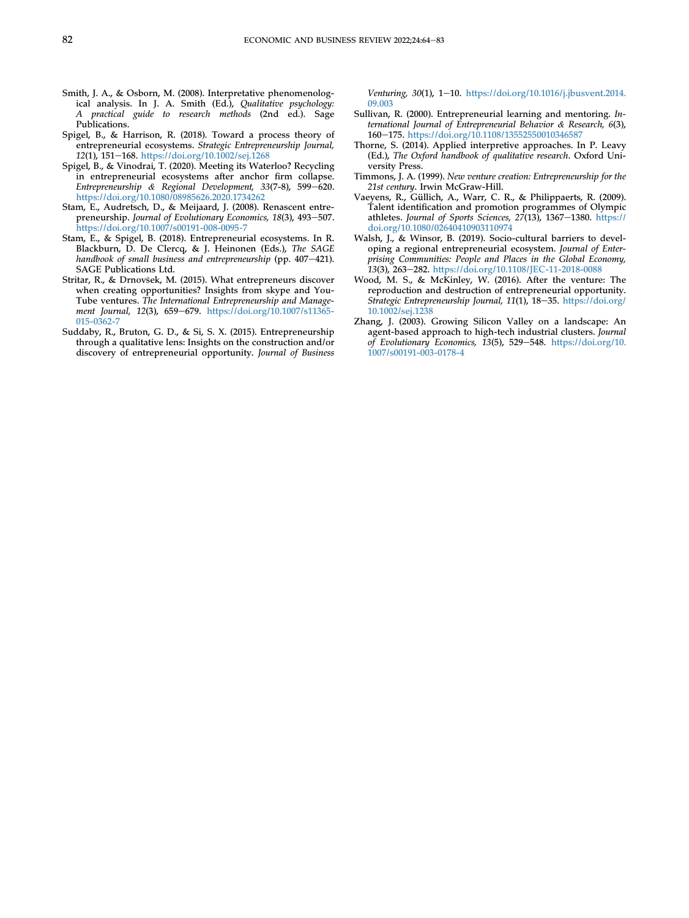Smith, J. A., & Osborn, M. (2008). Interpretative phenomenological analysis. In J. A. Smith (Ed.), *Qualitative psychology: A practical guide to research methods* (2nd ed.). Sage Publications.

Spigel, B., & Harrison, R. (2018). Toward a process theory of entrepreneurial ecosystems. *Strategic Entrepreneurship Journal, 12*(1), 151–168. https://doi.org/10.1002/sej.1268

Spigel, B., & Vinodrai, T. (2020). Meeting its Waterloo? Recycling in entrepreneurial ecosystems after anchor firm collapse. *Entrepreneurship & Regional Development, 33*(7-8), 599–620. https://doi.org/10.1080/08985626.2020.1734262

Stam, E., Audretsch, D., & Meijaard, J. (2008). Renascent entrepreneurship. *Journal of Evolutionary Economics, 18*(3), 493–507. https://doi.org/10.1007/s00191-008-0095-7

Stam, E., & Spigel, B. (2018). Entrepreneurial ecosystems. In R. Blackburn, D. De Clercq, & J. Heinonen (Eds.), *The SAGE handbook of small business and entrepreneurship* (pp. 407–421). SAGE Publications Ltd.

Stritar, R., & Drnovšek, M. (2015). What entrepreneurs discover when creating opportunities? Insights from skype and YouTube ventures. *The International Entrepreneurship and Management Journal, 12*(3), 659–679. https://doi.org/10.1007/s11365-015-0362-7

Suddaby, R., Bruton, G. D., & Si, S. X. (2015). Entrepreneurship through a qualitative lens: Insights on the construction and/or discovery of entrepreneurial opportunity. *Journal of Business Venturing, 30*(1), 1–10. https://doi.org/10.1016/j.jbusvent.2014.09.003

Sullivan, R. (2000). Entrepreneurial learning and mentoring. *International Journal of Entrepreneurial Behavior & Research, 6*(3), 160–175. https://doi.org/10.1108/13552550010346587

Thorne, S. (2014). Applied interpretive approaches. In P. Leavy (Ed.), *The Oxford handbook of qualitative research*. Oxford University Press.

Timmons, J. A. (1999). *New venture creation: Entrepreneurship for the 21st century*. Irwin McGraw-Hill.

Vaeyens, R., Güllich, A., Warr, C. R., & Philippaerts, R. (2009). Talent identification and promotion programmes of Olympic athletes. *Journal of Sports Sciences, 27*(13), 1367–1380. https://doi.org/10.1080/02640410903110974

Walsh, J., & Winsor, B. (2019). Socio-cultural barriers to developing a regional entrepreneurial ecosystem. *Journal of Enterprising Communities: People and Places in the Global Economy, 13*(3), 263–282. https://doi.org/10.1108/JEC-11-2018-0088

Wood, M. S., & McKinley, W. (2016). After the venture: The reproduction and destruction of entrepreneurial opportunity. *Strategic Entrepreneurship Journal, 11*(1), 18–35. https://doi.org/10.1002/sej.1238

Zhang, J. (2003). Growing Silicon Valley on a landscape: An agent-based approach to high-tech industrial clusters. *Journal of Evolutionary Economics, 13*(5), 529–548. https://doi.org/10.1007/s00191-003-0178-4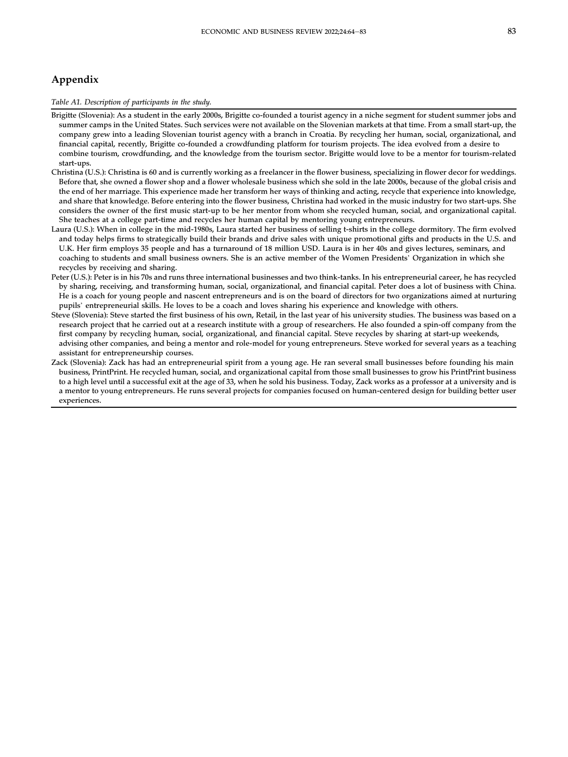## Appendix

*Table A1. Description of participants in the study.*

Brigitte (Slovenia): As a student in the early 2000s, Brigitte co-founded a tourist agency in a niche segment for student summer jobs and summer camps in the United States. Such services were not available on the Slovenian markets at that time. From a small start-up, the company grew into a leading Slovenian tourist agency with a branch in Croatia. By recycling her human, social, organizational, and financial capital, recently, Brigitte co-founded a crowdfunding platform for tourism projects. The idea evolved from a desire to combine tourism, crowdfunding, and the knowledge from the tourism sector. Brigitte would love to be a mentor for tourism-related start-ups.

Christina (U.S.): Christina is 60 and is currently working as a freelancer in the flower business, specializing in flower decor for weddings. Before that, she owned a flower shop and a flower wholesale business which she sold in the late 2000s, because of the global crisis and the end of her marriage. This experience made her transform her ways of thinking and acting, recycle that experience into knowledge, and share that knowledge. Before entering into the flower business, Christina had worked in the music industry for two start-ups. She considers the owner of the first music start-up to be her mentor from whom she recycled human, social, and organizational capital. She teaches at a college part-time and recycles her human capital by mentoring young entrepreneurs.

Laura (U.S.): When in college in the mid-1980s, Laura started her business of selling t-shirts in the college dormitory. The firm evolved and today helps firms to strategically build their brands and drive sales with unique promotional gifts and products in the U.S. and U.K. Her firm employs 35 people and has a turnaround of 18 million USD. Laura is in her 40s and gives lectures, seminars, and coaching to students and small business owners. She is an active member of the Women Presidents' Organization in which she recycles by receiving and sharing.

Peter (U.S.): Peter is in his 70s and runs three international businesses and two think-tanks. In his entrepreneurial career, he has recycled by sharing, receiving, and transforming human, social, organizational, and financial capital. Peter does a lot of business with China. He is a coach for young people and nascent entrepreneurs and is on the board of directors for two organizations aimed at nurturing pupils' entrepreneurial skills. He loves to be a coach and loves sharing his experience and knowledge with others.

Steve (Slovenia): Steve started the first business of his own, Retail, in the last year of his university studies. The business was based on a research project that he carried out at a research institute with a group of researchers. He also founded a spin-off company from the first company by recycling human, social, organizational, and financial capital. Steve recycles by sharing at start-up weekends, advising other companies, and being a mentor and role-model for young entrepreneurs. Steve worked for several years as a teaching assistant for entrepreneurship courses.

Zack (Slovenia): Zack has had an entrepreneurial spirit from a young age. He ran several small businesses before founding his main business, PrintPrint. He recycled human, social, and organizational capital from those small businesses to grow his PrintPrint business to a high level until a successful exit at the age of 33, when he sold his business. Today, Zack works as a professor at a university and is a mentor to young entrepreneurs. He runs several projects for companies focused on human-centered design for building better user experiences.